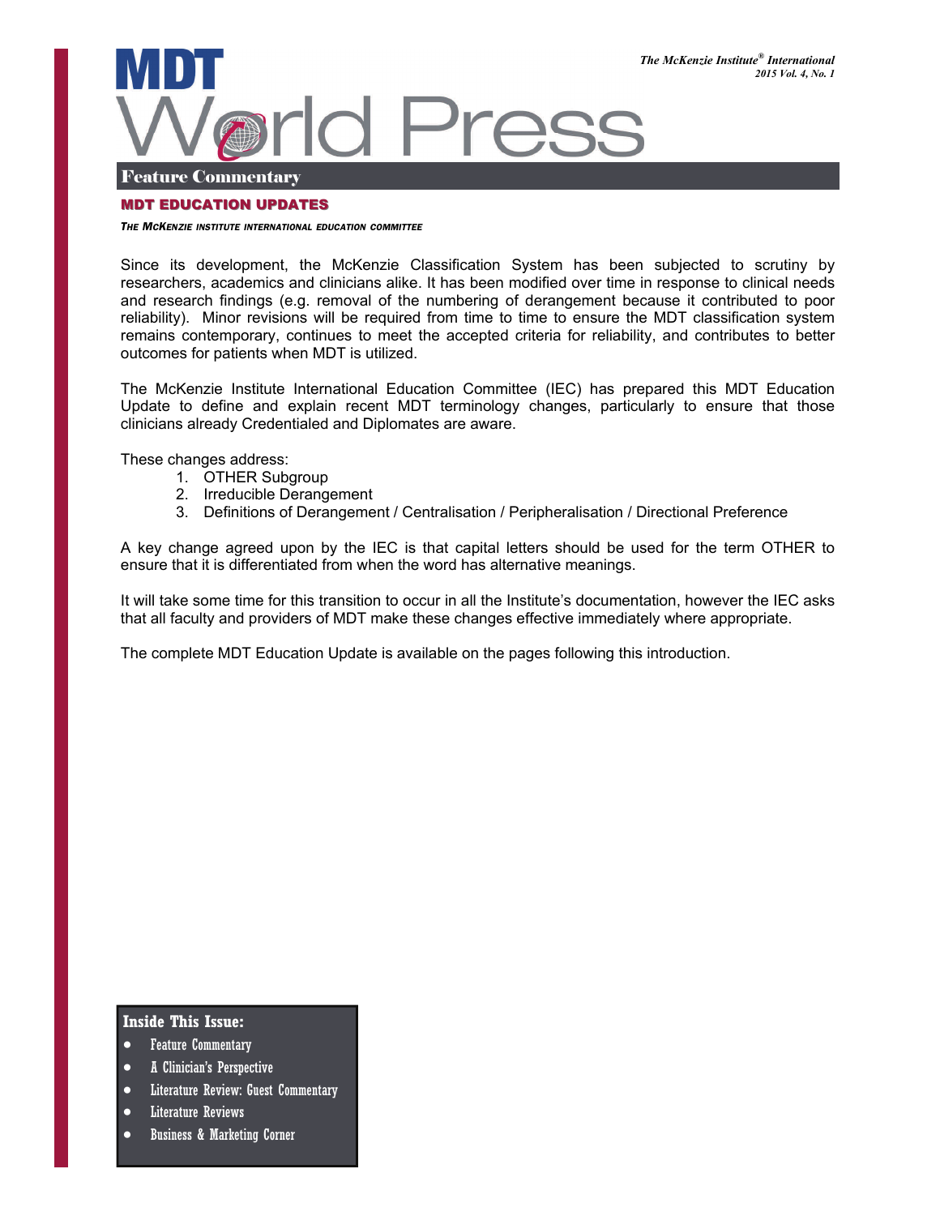# MDT World Press

*The McKenzie Institute® International*
*2015 Vol. 4, No. 1*

## Feature Commentary

### MDT EDUCATION UPDATES

*THE MCKENZIE INSTITUTE INTERNATIONAL EDUCATION COMMITTEE*

Since its development, the McKenzie Classification System has been subjected to scrutiny by researchers, academics and clinicians alike. It has been modified over time in response to clinical needs and research findings (e.g. removal of the numbering of derangement because it contributed to poor reliability). Minor revisions will be required from time to time to ensure the MDT classification system remains contemporary, continues to meet the accepted criteria for reliability, and contributes to better outcomes for patients when MDT is utilized.

The McKenzie Institute International Education Committee (IEC) has prepared this MDT Education Update to define and explain recent MDT terminology changes, particularly to ensure that those clinicians already Credentialed and Diplomates are aware.

These changes address:

1. OTHER Subgroup
2. Irreducible Derangement
3. Definitions of Derangement / Centralisation / Peripheralisation / Directional Preference

A key change agreed upon by the IEC is that capital letters should be used for the term OTHER to ensure that it is differentiated from when the word has alternative meanings.

It will take some time for this transition to occur in all the Institute's documentation, however the IEC asks that all faculty and providers of MDT make these changes effective immediately where appropriate.

The complete MDT Education Update is available on the pages following this introduction.

**Inside This Issue:**

- Feature Commentary
- A Clinician's Perspective
- Literature Review: Guest Commentary
- Literature Reviews
- Business & Marketing Corner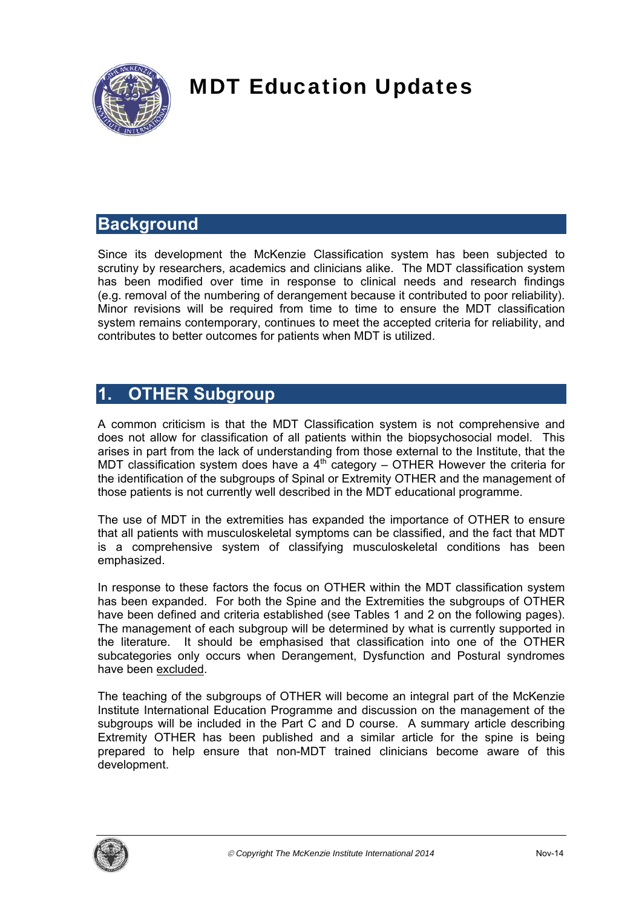# MDT Education Updates

## Background

Since its development the McKenzie Classification system has been subjected to scrutiny by researchers, academics and clinicians alike. The MDT classification system has been modified over time in response to clinical needs and research findings (e.g. removal of the numbering of derangement because it contributed to poor reliability). Minor revisions will be required from time to time to ensure the MDT classification system remains contemporary, continues to meet the accepted criteria for reliability, and contributes to better outcomes for patients when MDT is utilized.

## 1. OTHER Subgroup

A common criticism is that the MDT Classification system is not comprehensive and does not allow for classification of all patients within the biopsychosocial model. This arises in part from the lack of understanding from those external to the Institute, that the MDT classification system does have a 4th category – OTHER However the criteria for the identification of the subgroups of Spinal or Extremity OTHER and the management of those patients is not currently well described in the MDT educational programme.

The use of MDT in the extremities has expanded the importance of OTHER to ensure that all patients with musculoskeletal symptoms can be classified, and the fact that MDT is a comprehensive system of classifying musculoskeletal conditions has been emphasized.

In response to these factors the focus on OTHER within the MDT classification system has been expanded. For both the Spine and the Extremities the subgroups of OTHER have been defined and criteria established (see Tables 1 and 2 on the following pages). The management of each subgroup will be determined by what is currently supported in the literature. It should be emphasised that classification into one of the OTHER subcategories only occurs when Derangement, Dysfunction and Postural syndromes have been <u>excluded</u>.

The teaching of the subgroups of OTHER will become an integral part of the McKenzie Institute International Education Programme and discussion on the management of the subgroups will be included in the Part C and D course. A summary article describing Extremity OTHER has been published and a similar article for the spine is being prepared to help ensure that non-MDT trained clinicians become aware of this development.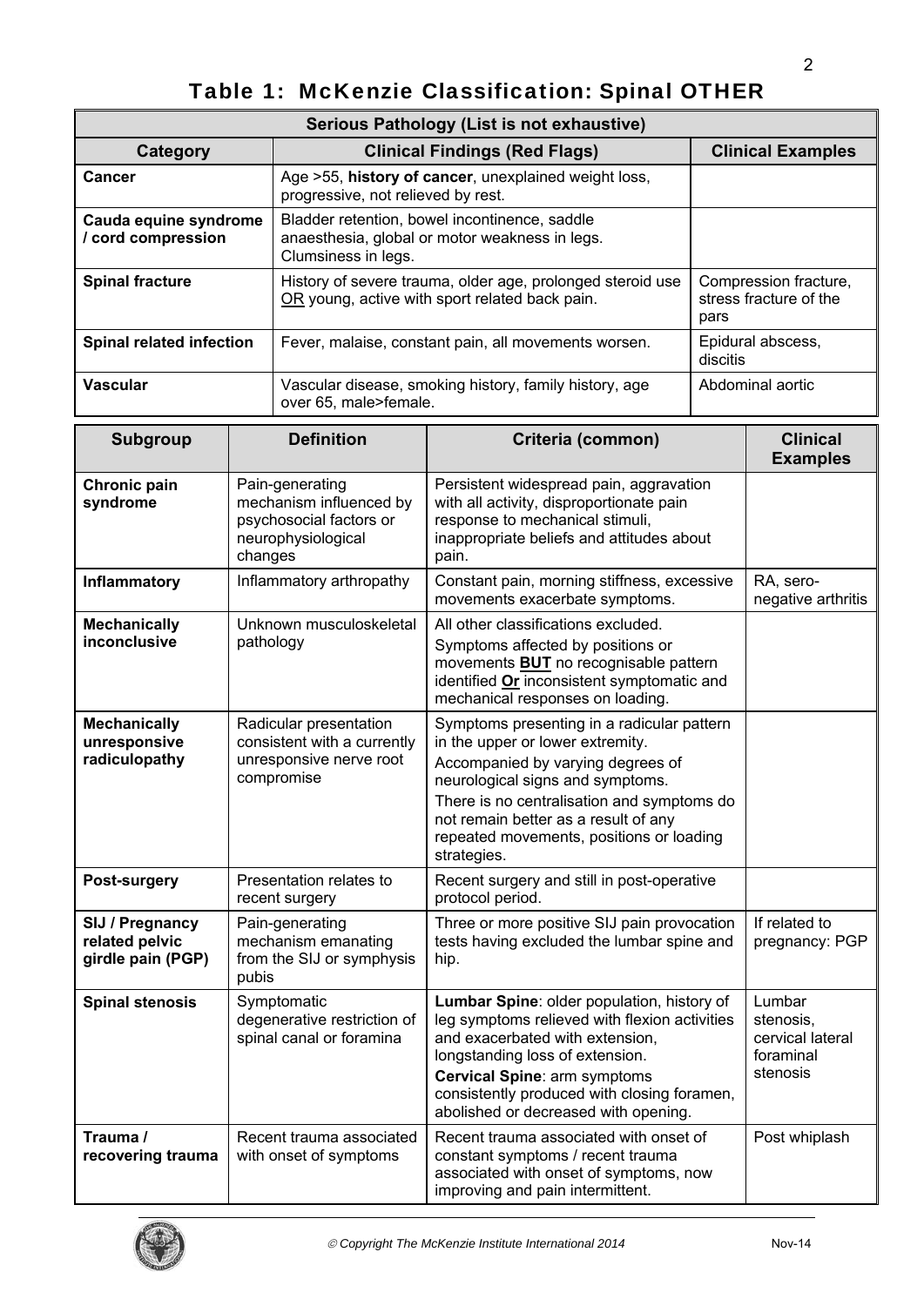# Table 1: McKenzie Classification: Spinal OTHER

| Serious Pathology (List is not exhaustive) | | |
|---|---|---|
| **Category** | **Clinical Findings (Red Flags)** | **Clinical Examples** |
| **Cancer** | Age >55, **history of cancer**, unexplained weight loss, progressive, not relieved by rest. | |
| **Cauda equine syndrome / cord compression** | Bladder retention, bowel incontinence, saddle anaesthesia, global or motor weakness in legs. Clumsiness in legs. | |
| **Spinal fracture** | History of severe trauma, older age, prolonged steroid use OR young, active with sport related back pain. | Compression fracture, stress fracture of the pars |
| **Spinal related infection** | Fever, malaise, constant pain, all movements worsen. | Epidural abscess, discitis |
| **Vascular** | Vascular disease, smoking history, family history, age over 65, male>female. | Abdominal aortic |

| Subgroup | Definition | Criteria (common) | Clinical Examples |
|---|---|---|---|
| **Chronic pain syndrome** | Pain-generating mechanism influenced by psychosocial factors or neurophysiological changes | Persistent widespread pain, aggravation with all activity, disproportionate pain response to mechanical stimuli, inappropriate beliefs and attitudes about pain. | |
| **Inflammatory** | Inflammatory arthropathy | Constant pain, morning stiffness, excessive movements exacerbate symptoms. | RA, sero-negative arthritis |
| **Mechanically inconclusive** | Unknown musculoskeletal pathology | All other classifications excluded. Symptoms affected by positions or movements **BUT** no recognisable pattern identified **Or** inconsistent symptomatic and mechanical responses on loading. | |
| **Mechanically unresponsive radiculopathy** | Radicular presentation consistent with a currently unresponsive nerve root compromise | Symptoms presenting in a radicular pattern in the upper or lower extremity. Accompanied by varying degrees of neurological signs and symptoms. There is no centralisation and symptoms do not remain better as a result of any repeated movements, positions or loading strategies. | |
| **Post-surgery** | Presentation relates to recent surgery | Recent surgery and still in post-operative protocol period. | |
| **SIJ / Pregnancy related pelvic girdle pain (PGP)** | Pain-generating mechanism emanating from the SIJ or symphysis pubis | Three or more positive SIJ pain provocation tests having excluded the lumbar spine and hip. | If related to pregnancy: PGP |
| **Spinal stenosis** | Symptomatic degenerative restriction of spinal canal or foramina | **Lumbar Spine**: older population, history of leg symptoms relieved with flexion activities and exacerbated with extension, longstanding loss of extension. **Cervical Spine**: arm symptoms consistently produced with closing foramen, abolished or decreased with opening. | Lumbar stenosis, cervical lateral foraminal stenosis |
| **Trauma / recovering trauma** | Recent trauma associated with onset of symptoms | Recent trauma associated with onset of constant symptoms / recent trauma associated with onset of symptoms, now improving and pain intermittent. | Post whiplash |

© Copyright The McKenzie Institute International 2014 Nov-14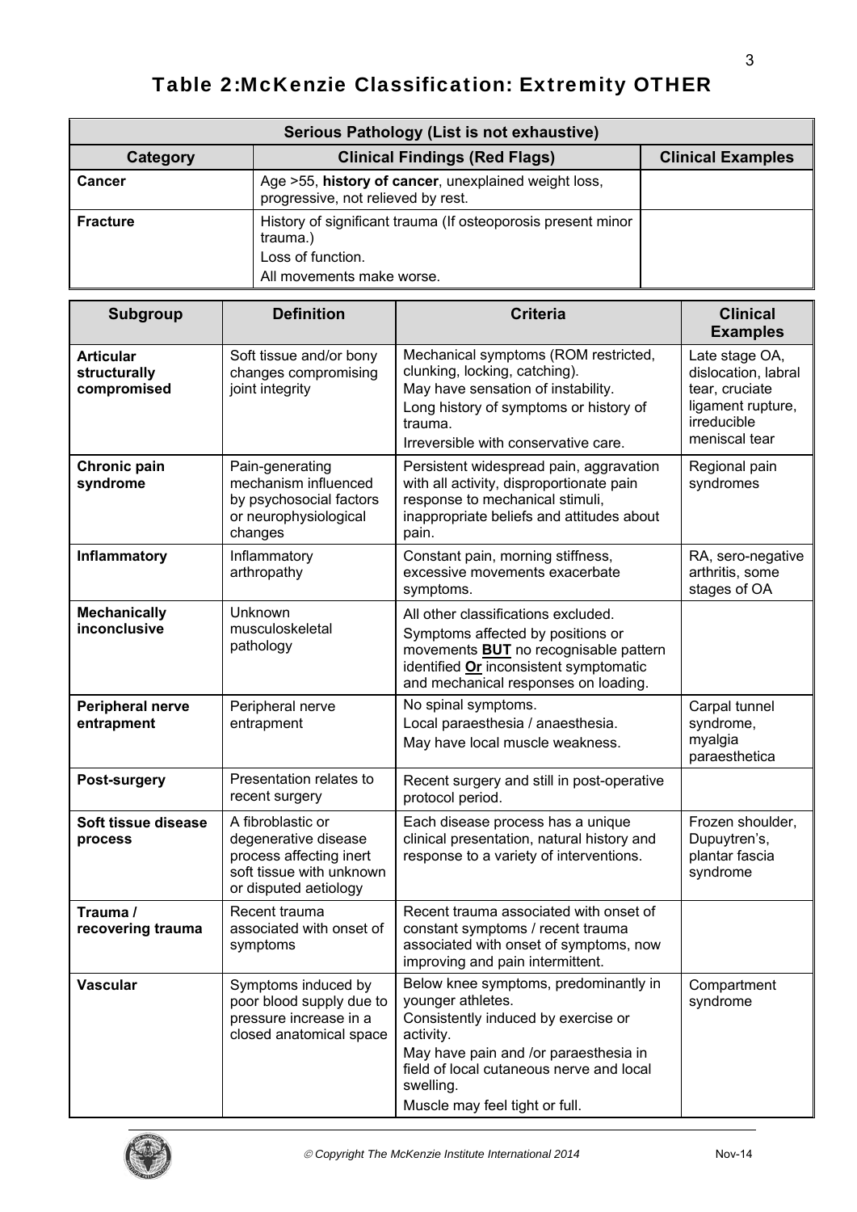# Table 2:McKenzie Classification: Extremity OTHER

| Serious Pathology (List is not exhaustive) | | |
|---|---|---|
| **Category** | **Clinical Findings (Red Flags)** | **Clinical Examples** |
| **Cancer** | Age >55, **history of cancer**, unexplained weight loss, progressive, not relieved by rest. | |
| **Fracture** | History of significant trauma (If osteoporosis present minor trauma.)<br>Loss of function.<br>All movements make worse. | |

| Subgroup | Definition | Criteria | Clinical Examples |
|---|---|---|---|
| **Articular structurally compromised** | Soft tissue and/or bony changes compromising joint integrity | Mechanical symptoms (ROM restricted, clunking, locking, catching).<br>May have sensation of instability.<br>Long history of symptoms or history of trauma.<br>Irreversible with conservative care. | Late stage OA, dislocation, labral tear, cruciate ligament rupture, irreducible meniscal tear |
| **Chronic pain syndrome** | Pain-generating mechanism influenced by psychosocial factors or neurophysiological changes | Persistent widespread pain, aggravation with all activity, disproportionate pain response to mechanical stimuli, inappropriate beliefs and attitudes about pain. | Regional pain syndromes |
| **Inflammatory** | Inflammatory arthropathy | Constant pain, morning stiffness, excessive movements exacerbate symptoms. | RA, sero-negative arthritis, some stages of OA |
| **Mechanically inconclusive** | Unknown musculoskeletal pathology | All other classifications excluded.<br>Symptoms affected by positions or movements **BUT** no recognisable pattern identified **Or** inconsistent symptomatic and mechanical responses on loading. | |
| **Peripheral nerve entrapment** | Peripheral nerve entrapment | No spinal symptoms.<br>Local paraesthesia / anaesthesia.<br>May have local muscle weakness. | Carpal tunnel syndrome, myalgia paraesthetica |
| **Post-surgery** | Presentation relates to recent surgery | Recent surgery and still in post-operative protocol period. | |
| **Soft tissue disease process** | A fibroblastic or degenerative disease process affecting inert soft tissue with unknown or disputed aetiology | Each disease process has a unique clinical presentation, natural history and response to a variety of interventions. | Frozen shoulder, Dupuytren's, plantar fascia syndrome |
| **Trauma / recovering trauma** | Recent trauma associated with onset of symptoms | Recent trauma associated with onset of constant symptoms / recent trauma associated with onset of symptoms, now improving and pain intermittent. | |
| **Vascular** | Symptoms induced by poor blood supply due to pressure increase in a closed anatomical space | Below knee symptoms, predominantly in younger athletes.<br>Consistently induced by exercise or activity.<br>May have pain and /or paraesthesia in field of local cutaneous nerve and local swelling.<br>Muscle may feel tight or full. | Compartment syndrome |

© Copyright The McKenzie Institute International 2014 Nov-14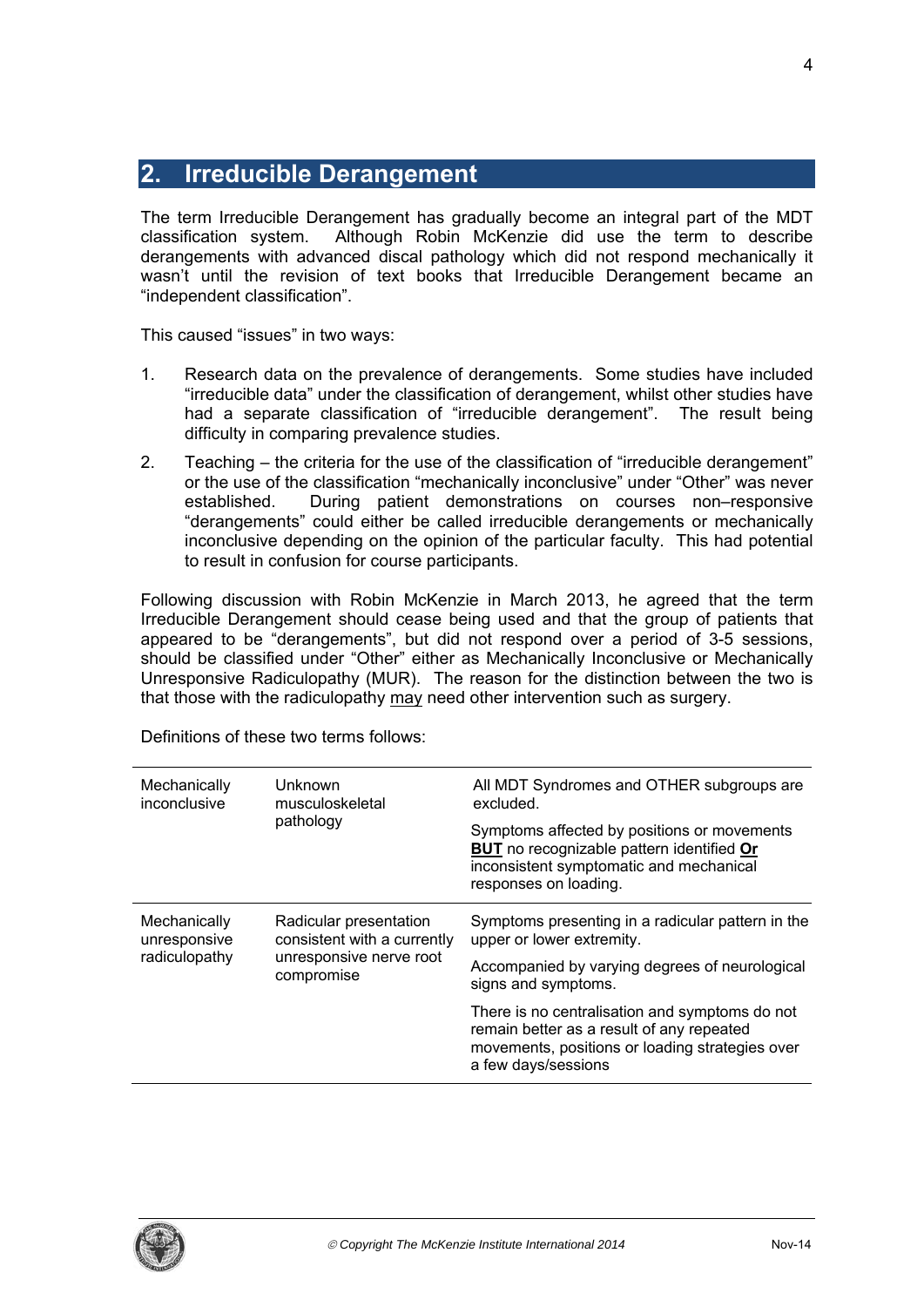## 2. Irreducible Derangement

The term Irreducible Derangement has gradually become an integral part of the MDT classification system. Although Robin McKenzie did use the term to describe derangements with advanced discal pathology which did not respond mechanically it wasn't until the revision of text books that Irreducible Derangement became an "independent classification".

This caused "issues" in two ways:

1. Research data on the prevalence of derangements. Some studies have included "irreducible data" under the classification of derangement, whilst other studies have had a separate classification of "irreducible derangement". The result being difficulty in comparing prevalence studies.
2. Teaching – the criteria for the use of the classification of "irreducible derangement" or the use of the classification "mechanically inconclusive" under "Other" was never established. During patient demonstrations on courses non–responsive "derangements" could either be called irreducible derangements or mechanically inconclusive depending on the opinion of the particular faculty. This had potential to result in confusion for course participants.

Following discussion with Robin McKenzie in March 2013, he agreed that the term Irreducible Derangement should cease being used and that the group of patients that appeared to be "derangements", but did not respond over a period of 3-5 sessions, should be classified under "Other" either as Mechanically Inconclusive or Mechanically Unresponsive Radiculopathy (MUR). The reason for the distinction between the two is that those with the radiculopathy <u>may</u> need other intervention such as surgery.

Definitions of these two terms follows:

| | | |
|---|---|---|
| Mechanically inconclusive | Unknown musculoskeletal pathology | All MDT Syndromes and OTHER subgroups are excluded.<br><br>Symptoms affected by positions or movements **<u>BUT</u>** no recognizable pattern identified **<u>Or</u>** inconsistent symptomatic and mechanical responses on loading. |
| Mechanically unresponsive radiculopathy | Radicular presentation consistent with a currently unresponsive nerve root compromise | Symptoms presenting in a radicular pattern in the upper or lower extremity.<br><br>Accompanied by varying degrees of neurological signs and symptoms.<br><br>There is no centralisation and symptoms do not remain better as a result of any repeated movements, positions or loading strategies over a few days/sessions |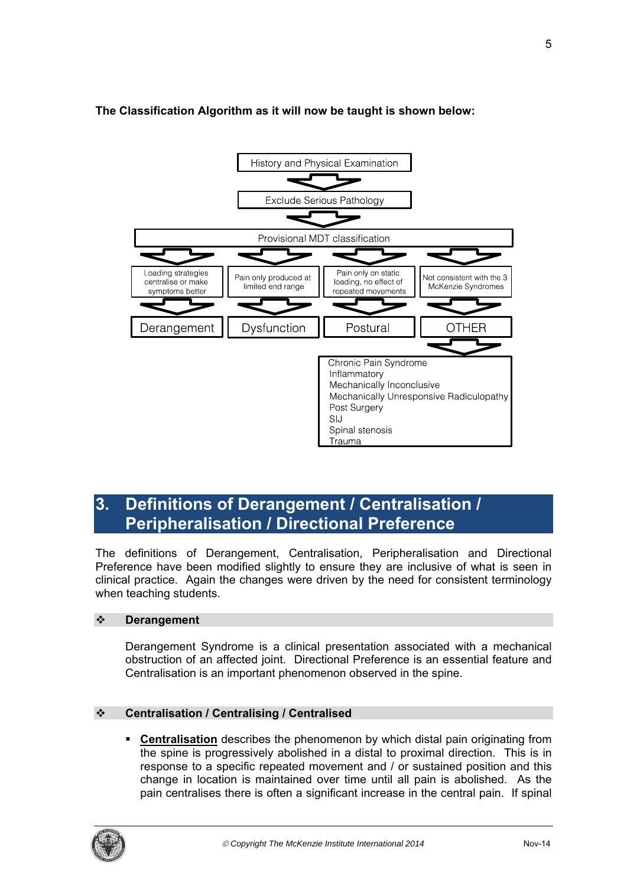**The Classification Algorithm as it will now be taught is shown below:**

History and Physical Examination

↓

Exclude Serious Pathology

↓

Provisional MDT classification

| Loading strategies centralise or make symptoms better | Pain only produced at limited end range | Pain only on static loading, no effect of repeated movements | Not consistent with the 3 McKenzie Syndromes |
|---|---|---|---|
| ↓ | ↓ | ↓ | ↓ |
| Derangement | Dysfunction | Postural | OTHER |

OTHER ↓

- Chronic Pain Syndrome
- Inflammatory
- Mechanically Inconclusive
- Mechanically Unresponsive Radiculopathy
- Post Surgery
- SIJ
- Spinal stenosis
- Trauma

## 3. Definitions of Derangement / Centralisation / Peripheralisation / Directional Preference

The definitions of Derangement, Centralisation, Peripheralisation and Directional Preference have been modified slightly to ensure they are inclusive of what is seen in clinical practice. Again the changes were driven by the need for consistent terminology when teaching students.

### ❖ Derangement

Derangement Syndrome is a clinical presentation associated with a mechanical obstruction of an affected joint. Directional Preference is an essential feature and Centralisation is an important phenomenon observed in the spine.

### ❖ Centralisation / Centralising / Centralised

- **Centralisation** describes the phenomenon by which distal pain originating from the spine is progressively abolished in a distal to proximal direction. This is in response to a specific repeated movement and / or sustained position and this change in location is maintained over time until all pain is abolished. As the pain centralises there is often a significant increase in the central pain. If spinal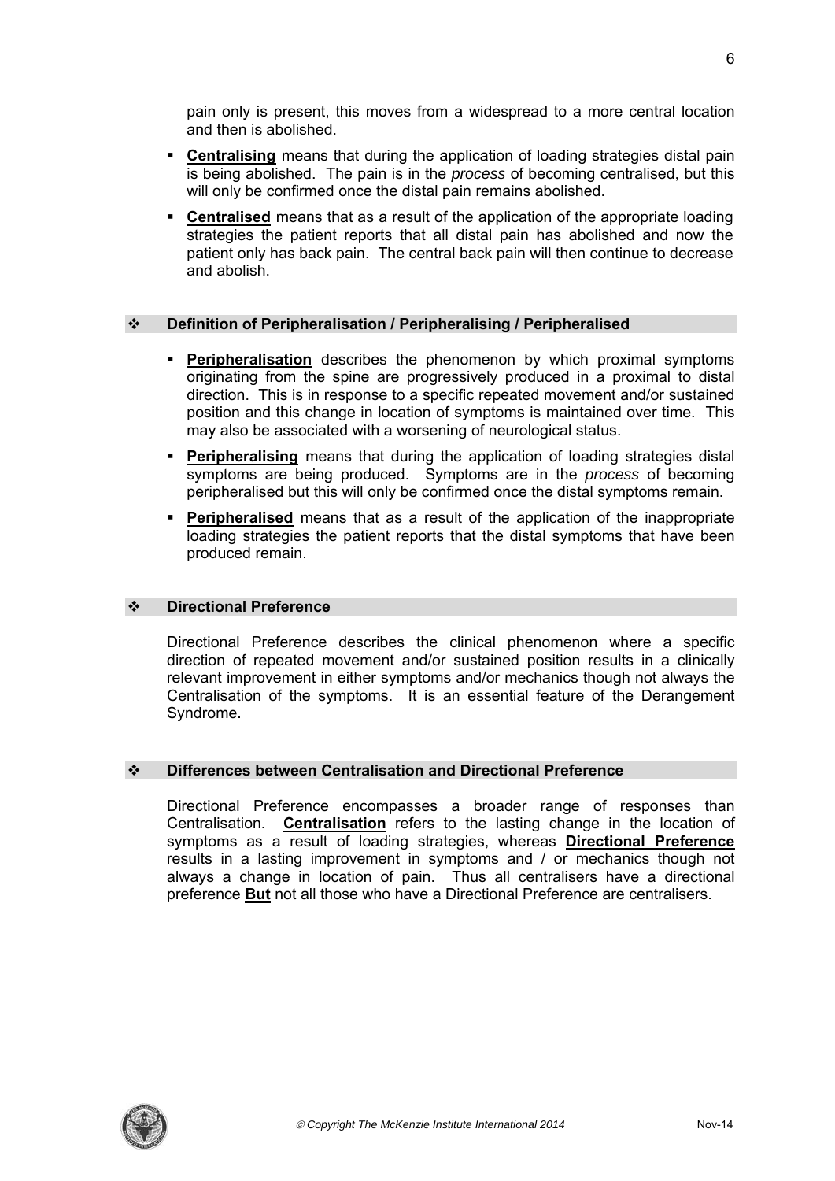pain only is present, this moves from a widespread to a more central location and then is abolished.

- **Centralising** means that during the application of loading strategies distal pain is being abolished. The pain is in the *process* of becoming centralised, but this will only be confirmed once the distal pain remains abolished.
- **Centralised** means that as a result of the application of the appropriate loading strategies the patient reports that all distal pain has abolished and now the patient only has back pain. The central back pain will then continue to decrease and abolish.

### ❖ Definition of Peripheralisation / Peripheralising / Peripheralised

- **Peripheralisation** describes the phenomenon by which proximal symptoms originating from the spine are progressively produced in a proximal to distal direction. This is in response to a specific repeated movement and/or sustained position and this change in location of symptoms is maintained over time. This may also be associated with a worsening of neurological status.
- **Peripheralising** means that during the application of loading strategies distal symptoms are being produced. Symptoms are in the *process* of becoming peripheralised but this will only be confirmed once the distal symptoms remain.
- **Peripheralised** means that as a result of the application of the inappropriate loading strategies the patient reports that the distal symptoms that have been produced remain.

### ❖ Directional Preference

Directional Preference describes the clinical phenomenon where a specific direction of repeated movement and/or sustained position results in a clinically relevant improvement in either symptoms and/or mechanics though not always the Centralisation of the symptoms. It is an essential feature of the Derangement Syndrome.

### ❖ Differences between Centralisation and Directional Preference

Directional Preference encompasses a broader range of responses than Centralisation. **Centralisation** refers to the lasting change in the location of symptoms as a result of loading strategies, whereas **Directional Preference** results in a lasting improvement in symptoms and / or mechanics though not always a change in location of pain. Thus all centralisers have a directional preference **But** not all those who have a Directional Preference are centralisers.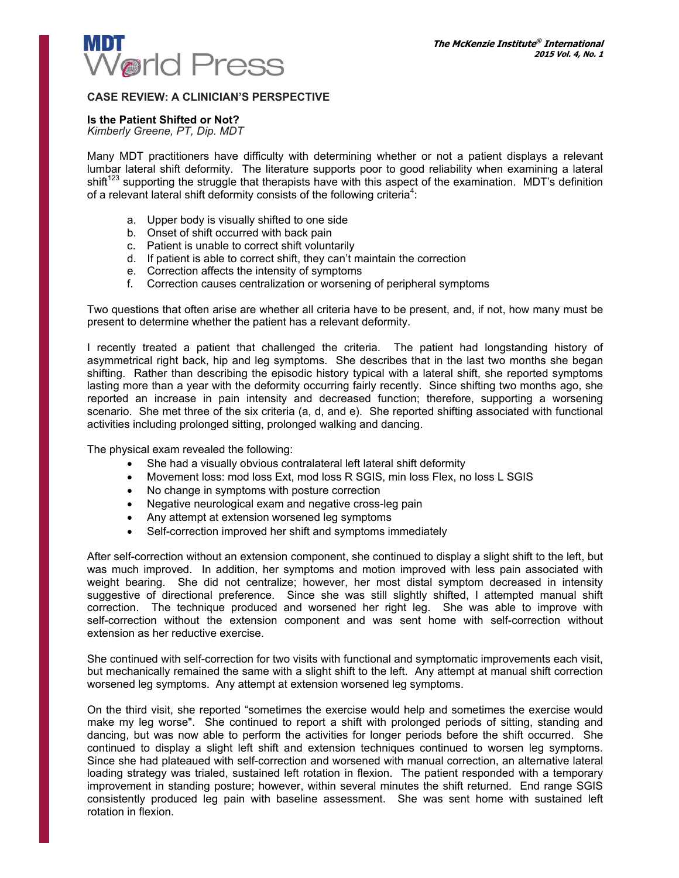## CASE REVIEW: A CLINICIAN'S PERSPECTIVE

### Is the Patient Shifted or Not?

*Kimberly Greene, PT, Dip. MDT*

Many MDT practitioners have difficulty with determining whether or not a patient displays a relevant lumbar lateral shift deformity. The literature supports poor to good reliability when examining a lateral shift[1,2,3] supporting the struggle that therapists have with this aspect of the examination. MDT's definition of a relevant lateral shift deformity consists of the following criteria[4]:

a. Upper body is visually shifted to one side
b. Onset of shift occurred with back pain
c. Patient is unable to correct shift voluntarily
d. If patient is able to correct shift, they can't maintain the correction
e. Correction affects the intensity of symptoms
f. Correction causes centralization or worsening of peripheral symptoms

Two questions that often arise are whether all criteria have to be present, and, if not, how many must be present to determine whether the patient has a relevant deformity.

I recently treated a patient that challenged the criteria. The patient had longstanding history of asymmetrical right back, hip and leg symptoms. She describes that in the last two months she began shifting. Rather than describing the episodic history typical with a lateral shift, she reported symptoms lasting more than a year with the deformity occurring fairly recently. Since shifting two months ago, she reported an increase in pain intensity and decreased function; therefore, supporting a worsening scenario. She met three of the six criteria (a, d, and e). She reported shifting associated with functional activities including prolonged sitting, prolonged walking and dancing.

The physical exam revealed the following:

- She had a visually obvious contralateral left lateral shift deformity
- Movement loss: mod loss Ext, mod loss R SGIS, min loss Flex, no loss L SGIS
- No change in symptoms with posture correction
- Negative neurological exam and negative cross-leg pain
- Any attempt at extension worsened leg symptoms
- Self-correction improved her shift and symptoms immediately

After self-correction without an extension component, she continued to display a slight shift to the left, but was much improved. In addition, her symptoms and motion improved with less pain associated with weight bearing. She did not centralize; however, her most distal symptom decreased in intensity suggestive of directional preference. Since she was still slightly shifted, I attempted manual shift correction. The technique produced and worsened her right leg. She was able to improve with self-correction without the extension component and was sent home with self-correction without extension as her reductive exercise.

She continued with self-correction for two visits with functional and symptomatic improvements each visit, but mechanically remained the same with a slight shift to the left. Any attempt at manual shift correction worsened leg symptoms. Any attempt at extension worsened leg symptoms.

On the third visit, she reported "sometimes the exercise would help and sometimes the exercise would make my leg worse". She continued to report a shift with prolonged periods of sitting, standing and dancing, but was now able to perform the activities for longer periods before the shift occurred. She continued to display a slight left shift and extension techniques continued to worsen leg symptoms. Since she had plateaued with self-correction and worsened with manual correction, an alternative lateral loading strategy was trialed, sustained left rotation in flexion. The patient responded with a temporary improvement in standing posture; however, within several minutes the shift returned. End range SGIS consistently produced leg pain with baseline assessment. She was sent home with sustained left rotation in flexion.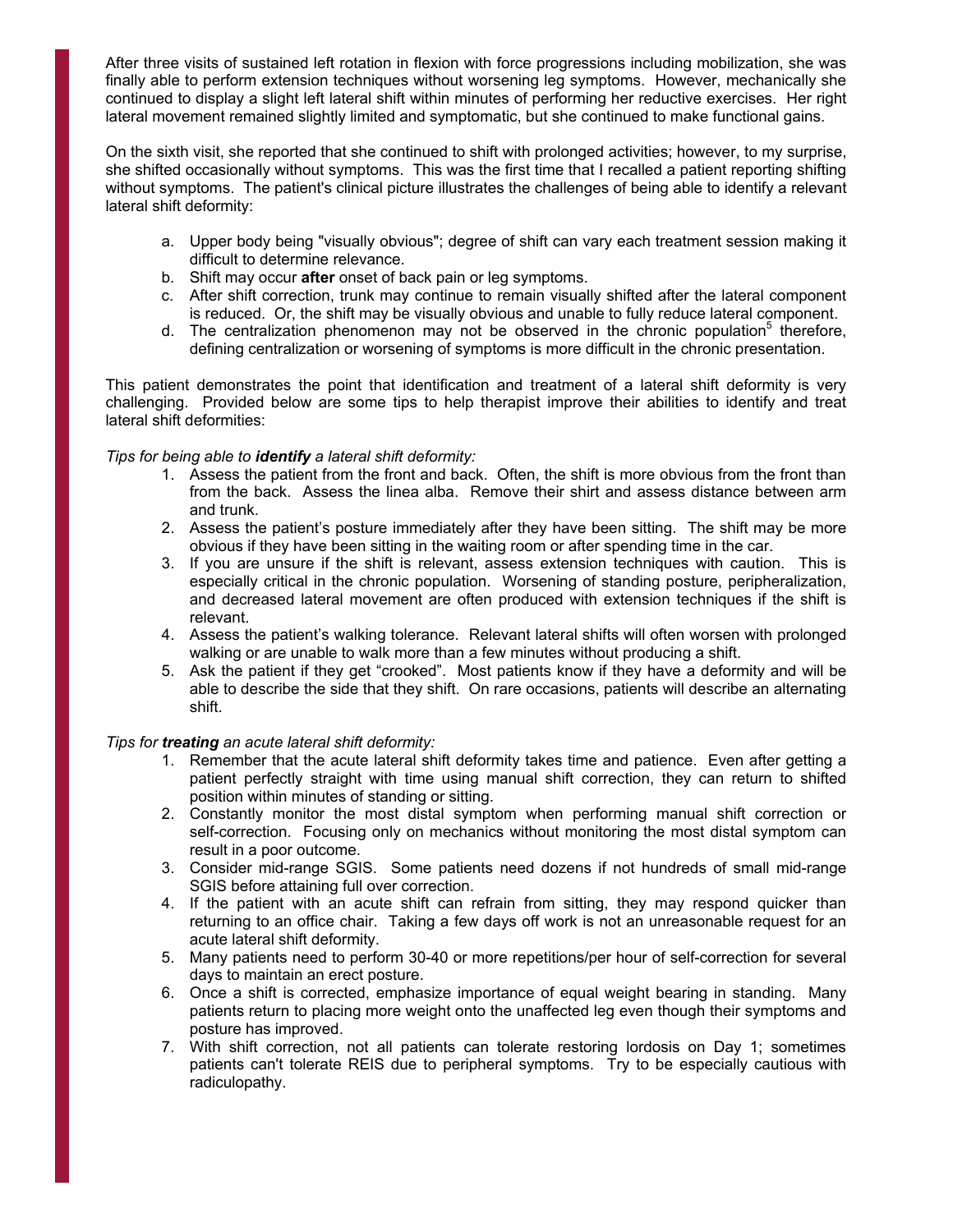After three visits of sustained left rotation in flexion with force progressions including mobilization, she was finally able to perform extension techniques without worsening leg symptoms. However, mechanically she continued to display a slight left lateral shift within minutes of performing her reductive exercises. Her right lateral movement remained slightly limited and symptomatic, but she continued to make functional gains.

On the sixth visit, she reported that she continued to shift with prolonged activities; however, to my surprise, she shifted occasionally without symptoms. This was the first time that I recalled a patient reporting shifting without symptoms. The patient's clinical picture illustrates the challenges of being able to identify a relevant lateral shift deformity:

a. Upper body being "visually obvious"; degree of shift can vary each treatment session making it difficult to determine relevance.
b. Shift may occur **after** onset of back pain or leg symptoms.
c. After shift correction, trunk may continue to remain visually shifted after the lateral component is reduced. Or, the shift may be visually obvious and unable to fully reduce lateral component.
d. The centralization phenomenon may not be observed in the chronic population[5] therefore, defining centralization or worsening of symptoms is more difficult in the chronic presentation.

This patient demonstrates the point that identification and treatment of a lateral shift deformity is very challenging. Provided below are some tips to help therapist improve their abilities to identify and treat lateral shift deformities:

*Tips for being able to **identify** a lateral shift deformity:*

1. Assess the patient from the front and back. Often, the shift is more obvious from the front than from the back. Assess the linea alba. Remove their shirt and assess distance between arm and trunk.
2. Assess the patient's posture immediately after they have been sitting. The shift may be more obvious if they have been sitting in the waiting room or after spending time in the car.
3. If you are unsure if the shift is relevant, assess extension techniques with caution. This is especially critical in the chronic population. Worsening of standing posture, peripheralization, and decreased lateral movement are often produced with extension techniques if the shift is relevant.
4. Assess the patient's walking tolerance. Relevant lateral shifts will often worsen with prolonged walking or are unable to walk more than a few minutes without producing a shift.
5. Ask the patient if they get "crooked". Most patients know if they have a deformity and will be able to describe the side that they shift. On rare occasions, patients will describe an alternating shift.

*Tips for **treating** an acute lateral shift deformity:*

1. Remember that the acute lateral shift deformity takes time and patience. Even after getting a patient perfectly straight with time using manual shift correction, they can return to shifted position within minutes of standing or sitting.
2. Constantly monitor the most distal symptom when performing manual shift correction or self-correction. Focusing only on mechanics without monitoring the most distal symptom can result in a poor outcome.
3. Consider mid-range SGIS. Some patients need dozens if not hundreds of small mid-range SGIS before attaining full over correction.
4. If the patient with an acute shift can refrain from sitting, they may respond quicker than returning to an office chair. Taking a few days off work is not an unreasonable request for an acute lateral shift deformity.
5. Many patients need to perform 30-40 or more repetitions/per hour of self-correction for several days to maintain an erect posture.
6. Once a shift is corrected, emphasize importance of equal weight bearing in standing. Many patients return to placing more weight onto the unaffected leg even though their symptoms and posture has improved.
7. With shift correction, not all patients can tolerate restoring lordosis on Day 1; sometimes patients can't tolerate REIS due to peripheral symptoms. Try to be especially cautious with radiculopathy.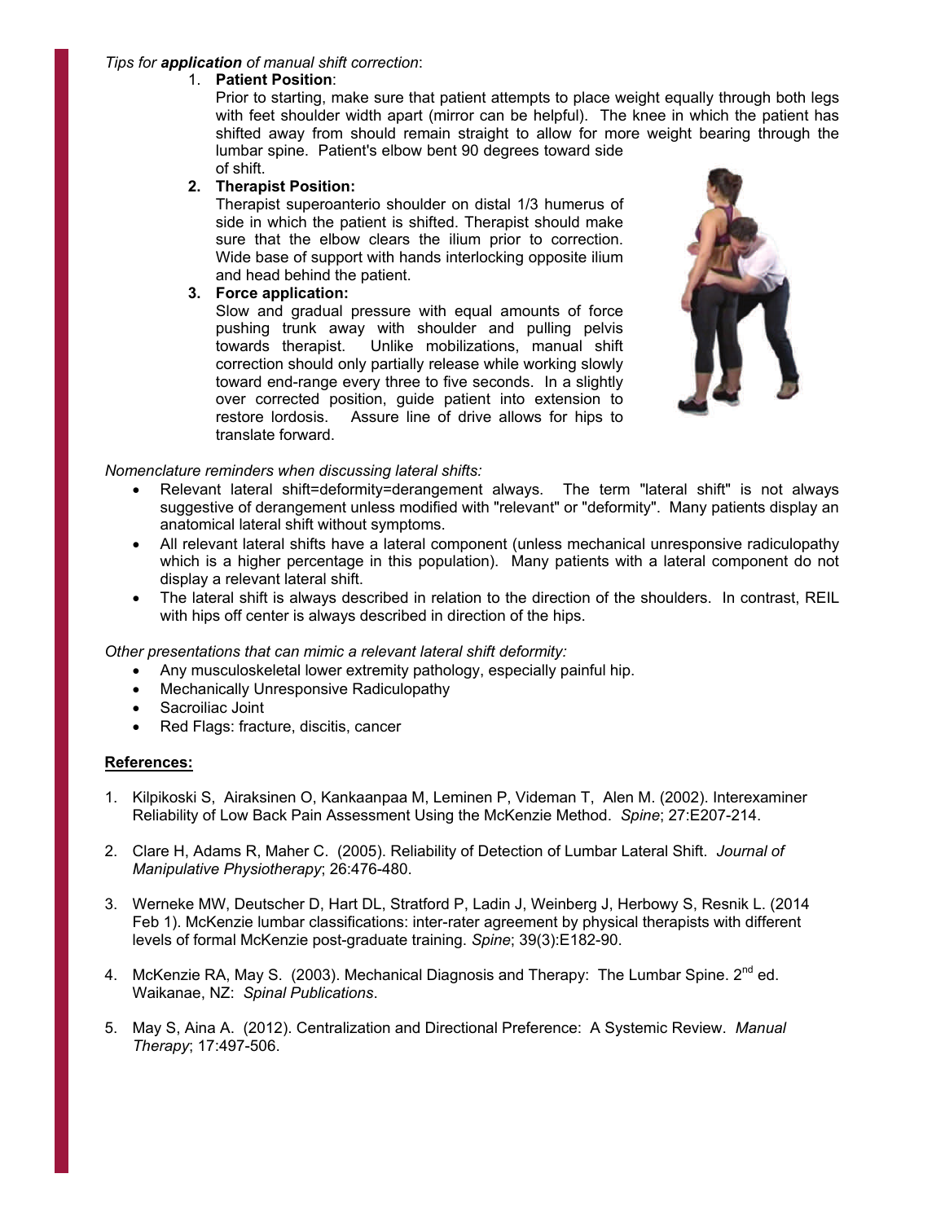*Tips for **application** of manual shift correction*:

1. **Patient Position**:
   Prior to starting, make sure that patient attempts to place weight equally through both legs with feet shoulder width apart (mirror can be helpful). The knee in which the patient has shifted away from should remain straight to allow for more weight bearing through the lumbar spine. Patient's elbow bent 90 degrees toward side of shift.

2. **Therapist Position:**
   Therapist superoanterio shoulder on distal 1/3 humerus of side in which the patient is shifted. Therapist should make sure that the elbow clears the ilium prior to correction. Wide base of support with hands interlocking opposite ilium and head behind the patient.

3. **Force application:**
   Slow and gradual pressure with equal amounts of force pushing trunk away with shoulder and pulling pelvis towards therapist. Unlike mobilizations, manual shift correction should only partially release while working slowly toward end-range every three to five seconds. In a slightly over corrected position, guide patient into extension to restore lordosis. Assure line of drive allows for hips to translate forward.

*Nomenclature reminders when discussing lateral shifts:*

- Relevant lateral shift=deformity=derangement always. The term "lateral shift" is not always suggestive of derangement unless modified with "relevant" or "deformity". Many patients display an anatomical lateral shift without symptoms.
- All relevant lateral shifts have a lateral component (unless mechanical unresponsive radiculopathy which is a higher percentage in this population). Many patients with a lateral component do not display a relevant lateral shift.
- The lateral shift is always described in relation to the direction of the shoulders. In contrast, REIL with hips off center is always described in direction of the hips.

*Other presentations that can mimic a relevant lateral shift deformity:*

- Any musculoskeletal lower extremity pathology, especially painful hip.
- Mechanically Unresponsive Radiculopathy
- Sacroiliac Joint
- Red Flags: fracture, discitis, cancer

**References:**

1. Kilpikoski S, Airaksinen O, Kankaanpaa M, Leminen P, Videman T, Alen M. (2002). Interexaminer Reliability of Low Back Pain Assessment Using the McKenzie Method. *Spine*; 27:E207-214.

2. Clare H, Adams R, Maher C. (2005). Reliability of Detection of Lumbar Lateral Shift. *Journal of Manipulative Physiotherapy*; 26:476-480.

3. Werneke MW, Deutscher D, Hart DL, Stratford P, Ladin J, Weinberg J, Herbowy S, Resnik L. (2014 Feb 1). McKenzie lumbar classifications: inter-rater agreement by physical therapists with different levels of formal McKenzie post-graduate training. *Spine*; 39(3):E182-90.

4. McKenzie RA, May S. (2003). Mechanical Diagnosis and Therapy: The Lumbar Spine. 2nd ed. Waikanae, NZ: *Spinal Publications*.

5. May S, Aina A. (2012). Centralization and Directional Preference: A Systemic Review. *Manual Therapy*; 17:497-506.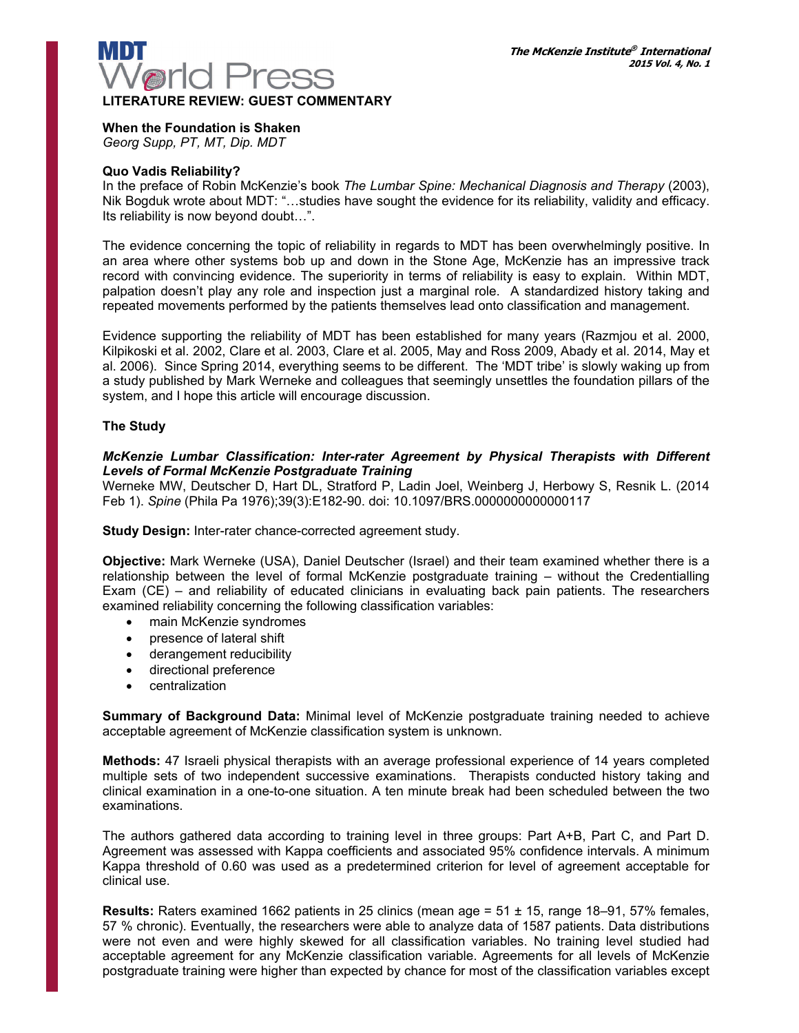# MDT World Press

## LITERATURE REVIEW: GUEST COMMENTARY

**When the Foundation is Shaken**
*Georg Supp, PT, MT, Dip. MDT*

**Quo Vadis Reliability?**

In the preface of Robin McKenzie's book *The Lumbar Spine: Mechanical Diagnosis and Therapy* (2003), Nik Bogduk wrote about MDT: "…studies have sought the evidence for its reliability, validity and efficacy. Its reliability is now beyond doubt…".

The evidence concerning the topic of reliability in regards to MDT has been overwhelmingly positive. In an area where other systems bob up and down in the Stone Age, McKenzie has an impressive track record with convincing evidence. The superiority in terms of reliability is easy to explain. Within MDT, palpation doesn't play any role and inspection just a marginal role. A standardized history taking and repeated movements performed by the patients themselves lead onto classification and management.

Evidence supporting the reliability of MDT has been established for many years (Razmjou et al. 2000, Kilpikoski et al. 2002, Clare et al. 2003, Clare et al. 2005, May and Ross 2009, Abady et al. 2014, May et al. 2006). Since Spring 2014, everything seems to be different. The 'MDT tribe' is slowly waking up from a study published by Mark Werneke and colleagues that seemingly unsettles the foundation pillars of the system, and I hope this article will encourage discussion.

**The Study**

***McKenzie Lumbar Classification: Inter-rater Agreement by Physical Therapists with Different Levels of Formal McKenzie Postgraduate Training***

Werneke MW, Deutscher D, Hart DL, Stratford P, Ladin Joel, Weinberg J, Herbowy S, Resnik L. (2014 Feb 1). *Spine* (Phila Pa 1976);39(3):E182-90. doi: 10.1097/BRS.0000000000000117

**Study Design:** Inter-rater chance-corrected agreement study.

**Objective:** Mark Werneke (USA), Daniel Deutscher (Israel) and their team examined whether there is a relationship between the level of formal McKenzie postgraduate training – without the Credentialling Exam (CE) – and reliability of educated clinicians in evaluating back pain patients. The researchers examined reliability concerning the following classification variables:

- main McKenzie syndromes
- presence of lateral shift
- derangement reducibility
- directional preference
- centralization

**Summary of Background Data:** Minimal level of McKenzie postgraduate training needed to achieve acceptable agreement of McKenzie classification system is unknown.

**Methods:** 47 Israeli physical therapists with an average professional experience of 14 years completed multiple sets of two independent successive examinations. Therapists conducted history taking and clinical examination in a one-to-one situation. A ten minute break had been scheduled between the two examinations.

The authors gathered data according to training level in three groups: Part A+B, Part C, and Part D. Agreement was assessed with Kappa coefficients and associated 95% confidence intervals. A minimum Kappa threshold of 0.60 was used as a predetermined criterion for level of agreement acceptable for clinical use.

**Results:** Raters examined 1662 patients in 25 clinics (mean age = 51 ± 15, range 18–91, 57% females, 57 % chronic). Eventually, the researchers were able to analyze data of 1587 patients. Data distributions were not even and were highly skewed for all classification variables. No training level studied had acceptable agreement for any McKenzie classification variable. Agreements for all levels of McKenzie postgraduate training were higher than expected by chance for most of the classification variables except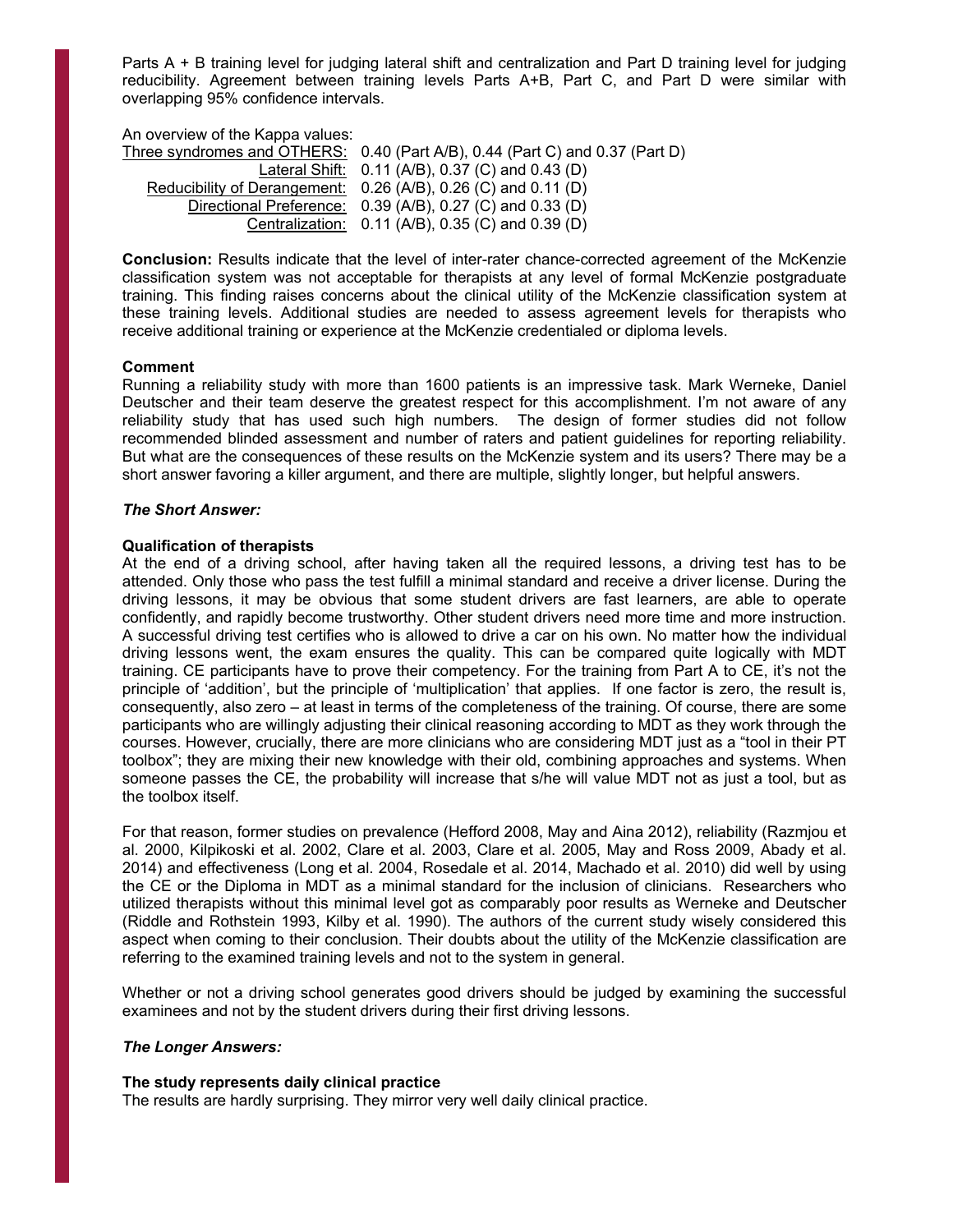Parts A + B training level for judging lateral shift and centralization and Part D training level for judging reducibility. Agreement between training levels Parts A+B, Part C, and Part D were similar with overlapping 95% confidence intervals.

An overview of the Kappa values:

| | |
|---|---|
| Three syndromes and OTHERS: | 0.40 (Part A/B), 0.44 (Part C) and 0.37 (Part D) |
| Lateral Shift: | 0.11 (A/B), 0.37 (C) and 0.43 (D) |
| Reducibility of Derangement: | 0.26 (A/B), 0.26 (C) and 0.11 (D) |
| Directional Preference: | 0.39 (A/B), 0.27 (C) and 0.33 (D) |
| Centralization: | 0.11 (A/B), 0.35 (C) and 0.39 (D) |

**Conclusion:** Results indicate that the level of inter-rater chance-corrected agreement of the McKenzie classification system was not acceptable for therapists at any level of formal McKenzie postgraduate training. This finding raises concerns about the clinical utility of the McKenzie classification system at these training levels. Additional studies are needed to assess agreement levels for therapists who receive additional training or experience at the McKenzie credentialed or diploma levels.

**Comment**

Running a reliability study with more than 1600 patients is an impressive task. Mark Werneke, Daniel Deutscher and their team deserve the greatest respect for this accomplishment. I'm not aware of any reliability study that has used such high numbers. The design of former studies did not follow recommended blinded assessment and number of raters and patient guidelines for reporting reliability. But what are the consequences of these results on the McKenzie system and its users? There may be a short answer favoring a killer argument, and there are multiple, slightly longer, but helpful answers.

***The Short Answer:***

**Qualification of therapists**

At the end of a driving school, after having taken all the required lessons, a driving test has to be attended. Only those who pass the test fulfill a minimal standard and receive a driver license. During the driving lessons, it may be obvious that some student drivers are fast learners, are able to operate confidently, and rapidly become trustworthy. Other student drivers need more time and more instruction. A successful driving test certifies who is allowed to drive a car on his own. No matter how the individual driving lessons went, the exam ensures the quality. This can be compared quite logically with MDT training. CE participants have to prove their competency. For the training from Part A to CE, it's not the principle of 'addition', but the principle of 'multiplication' that applies. If one factor is zero, the result is, consequently, also zero – at least in terms of the completeness of the training. Of course, there are some participants who are willingly adjusting their clinical reasoning according to MDT as they work through the courses. However, crucially, there are more clinicians who are considering MDT just as a "tool in their PT toolbox"; they are mixing their new knowledge with their old, combining approaches and systems. When someone passes the CE, the probability will increase that s/he will value MDT not as just a tool, but as the toolbox itself.

For that reason, former studies on prevalence (Hefford 2008, May and Aina 2012), reliability (Razmjou et al. 2000, Kilpikoski et al. 2002, Clare et al. 2003, Clare et al. 2005, May and Ross 2009, Abady et al. 2014) and effectiveness (Long et al. 2004, Rosedale et al. 2014, Machado et al. 2010) did well by using the CE or the Diploma in MDT as a minimal standard for the inclusion of clinicians. Researchers who utilized therapists without this minimal level got as comparably poor results as Werneke and Deutscher (Riddle and Rothstein 1993, Kilby et al. 1990). The authors of the current study wisely considered this aspect when coming to their conclusion. Their doubts about the utility of the McKenzie classification are referring to the examined training levels and not to the system in general.

Whether or not a driving school generates good drivers should be judged by examining the successful examinees and not by the student drivers during their first driving lessons.

***The Longer Answers:***

**The study represents daily clinical practice**

The results are hardly surprising. They mirror very well daily clinical practice.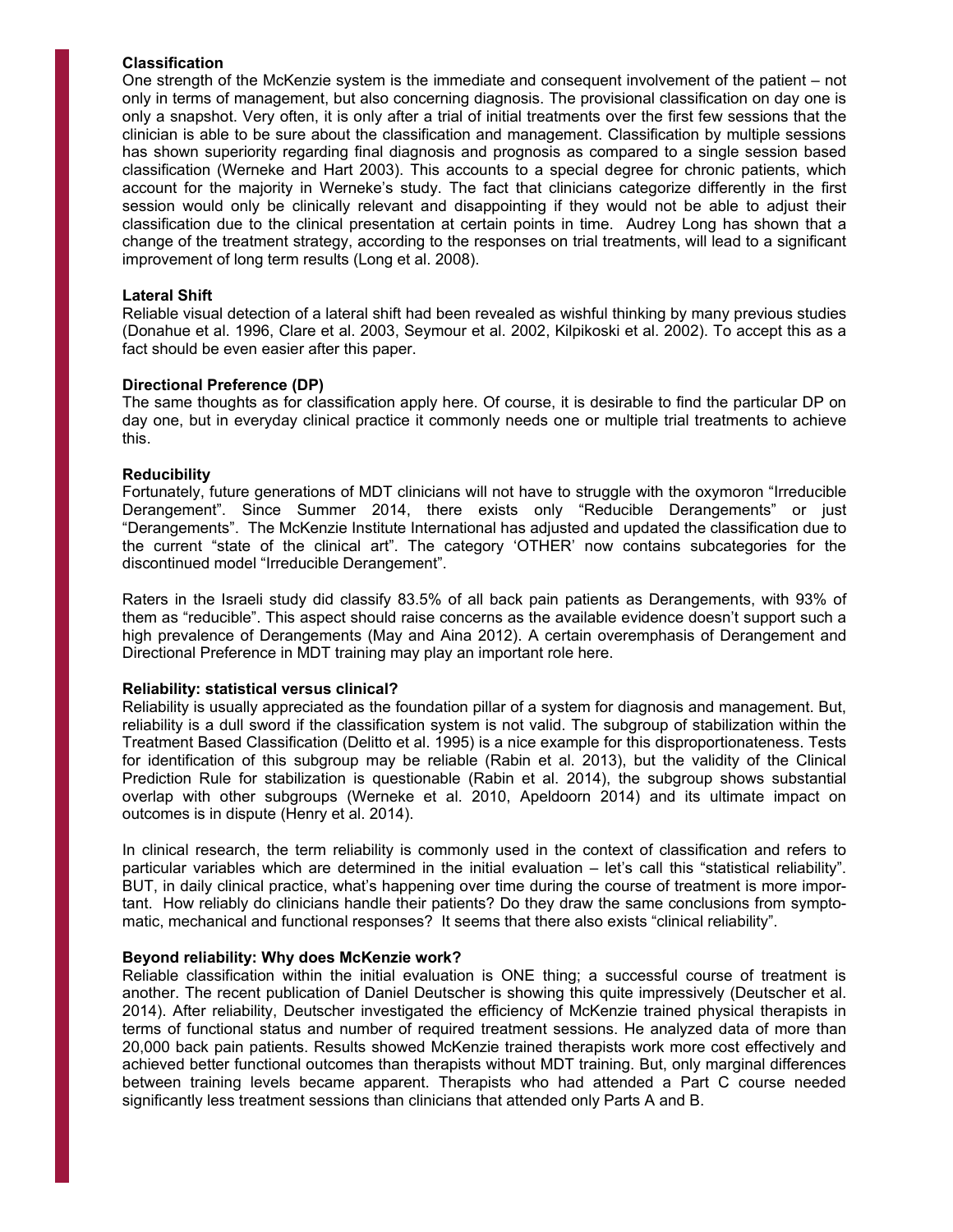**Classification**

One strength of the McKenzie system is the immediate and consequent involvement of the patient – not only in terms of management, but also concerning diagnosis. The provisional classification on day one is only a snapshot. Very often, it is only after a trial of initial treatments over the first few sessions that the clinician is able to be sure about the classification and management. Classification by multiple sessions has shown superiority regarding final diagnosis and prognosis as compared to a single session based classification (Werneke and Hart 2003). This accounts to a special degree for chronic patients, which account for the majority in Werneke's study. The fact that clinicians categorize differently in the first session would only be clinically relevant and disappointing if they would not be able to adjust their classification due to the clinical presentation at certain points in time. Audrey Long has shown that a change of the treatment strategy, according to the responses on trial treatments, will lead to a significant improvement of long term results (Long et al. 2008).

**Lateral Shift**

Reliable visual detection of a lateral shift had been revealed as wishful thinking by many previous studies (Donahue et al. 1996, Clare et al. 2003, Seymour et al. 2002, Kilpikoski et al. 2002). To accept this as a fact should be even easier after this paper.

**Directional Preference (DP)**

The same thoughts as for classification apply here. Of course, it is desirable to find the particular DP on day one, but in everyday clinical practice it commonly needs one or multiple trial treatments to achieve this.

**Reducibility**

Fortunately, future generations of MDT clinicians will not have to struggle with the oxymoron "Irreducible Derangement". Since Summer 2014, there exists only "Reducible Derangements" or just "Derangements". The McKenzie Institute International has adjusted and updated the classification due to the current "state of the clinical art". The category 'OTHER' now contains subcategories for the discontinued model "Irreducible Derangement".

Raters in the Israeli study did classify 83.5% of all back pain patients as Derangements, with 93% of them as "reducible". This aspect should raise concerns as the available evidence doesn't support such a high prevalence of Derangements (May and Aina 2012). A certain overemphasis of Derangement and Directional Preference in MDT training may play an important role here.

**Reliability: statistical versus clinical?**

Reliability is usually appreciated as the foundation pillar of a system for diagnosis and management. But, reliability is a dull sword if the classification system is not valid. The subgroup of stabilization within the Treatment Based Classification (Delitto et al. 1995) is a nice example for this disproportionateness. Tests for identification of this subgroup may be reliable (Rabin et al. 2013), but the validity of the Clinical Prediction Rule for stabilization is questionable (Rabin et al. 2014), the subgroup shows substantial overlap with other subgroups (Werneke et al. 2010, Apeldoorn 2014) and its ultimate impact on outcomes is in dispute (Henry et al. 2014).

In clinical research, the term reliability is commonly used in the context of classification and refers to particular variables which are determined in the initial evaluation – let's call this "statistical reliability". BUT, in daily clinical practice, what's happening over time during the course of treatment is more important. How reliably do clinicians handle their patients? Do they draw the same conclusions from symptomatic, mechanical and functional responses? It seems that there also exists "clinical reliability".

**Beyond reliability: Why does McKenzie work?**

Reliable classification within the initial evaluation is ONE thing; a successful course of treatment is another. The recent publication of Daniel Deutscher is showing this quite impressively (Deutscher et al. 2014). After reliability, Deutscher investigated the efficiency of McKenzie trained physical therapists in terms of functional status and number of required treatment sessions. He analyzed data of more than 20,000 back pain patients. Results showed McKenzie trained therapists work more cost effectively and achieved better functional outcomes than therapists without MDT training. But, only marginal differences between training levels became apparent. Therapists who had attended a Part C course needed significantly less treatment sessions than clinicians that attended only Parts A and B.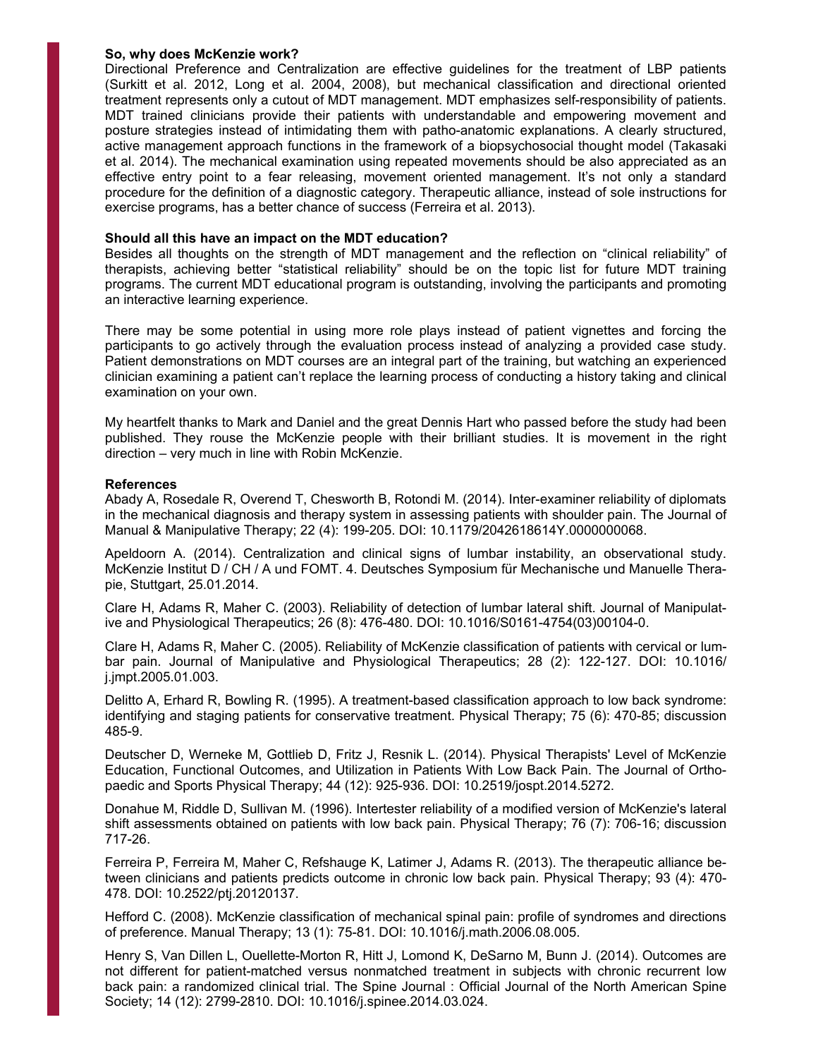**So, why does McKenzie work?**

Directional Preference and Centralization are effective guidelines for the treatment of LBP patients (Surkitt et al. 2012, Long et al. 2004, 2008), but mechanical classification and directional oriented treatment represents only a cutout of MDT management. MDT emphasizes self-responsibility of patients. MDT trained clinicians provide their patients with understandable and empowering movement and posture strategies instead of intimidating them with patho-anatomic explanations. A clearly structured, active management approach functions in the framework of a biopsychosocial thought model (Takasaki et al. 2014). The mechanical examination using repeated movements should be also appreciated as an effective entry point to a fear releasing, movement oriented management. It's not only a standard procedure for the definition of a diagnostic category. Therapeutic alliance, instead of sole instructions for exercise programs, has a better chance of success (Ferreira et al. 2013).

**Should all this have an impact on the MDT education?**

Besides all thoughts on the strength of MDT management and the reflection on "clinical reliability" of therapists, achieving better "statistical reliability" should be on the topic list for future MDT training programs. The current MDT educational program is outstanding, involving the participants and promoting an interactive learning experience.

There may be some potential in using more role plays instead of patient vignettes and forcing the participants to go actively through the evaluation process instead of analyzing a provided case study. Patient demonstrations on MDT courses are an integral part of the training, but watching an experienced clinician examining a patient can't replace the learning process of conducting a history taking and clinical examination on your own.

My heartfelt thanks to Mark and Daniel and the great Dennis Hart who passed before the study had been published. They rouse the McKenzie people with their brilliant studies. It is movement in the right direction – very much in line with Robin McKenzie.

**References**

Abady A, Rosedale R, Overend T, Chesworth B, Rotondi M. (2014). Inter-examiner reliability of diplomats in the mechanical diagnosis and therapy system in assessing patients with shoulder pain. The Journal of Manual & Manipulative Therapy; 22 (4): 199-205. DOI: 10.1179/2042618614Y.0000000068.

Apeldoorn A. (2014). Centralization and clinical signs of lumbar instability, an observational study. McKenzie Institut D / CH / A und FOMT. 4. Deutsches Symposium für Mechanische und Manuelle Therapie, Stuttgart, 25.01.2014.

Clare H, Adams R, Maher C. (2003). Reliability of detection of lumbar lateral shift. Journal of Manipulative and Physiological Therapeutics; 26 (8): 476-480. DOI: 10.1016/S0161-4754(03)00104-0.

Clare H, Adams R, Maher C. (2005). Reliability of McKenzie classification of patients with cervical or lumbar pain. Journal of Manipulative and Physiological Therapeutics; 28 (2): 122-127. DOI: 10.1016/j.jmpt.2005.01.003.

Delitto A, Erhard R, Bowling R. (1995). A treatment-based classification approach to low back syndrome: identifying and staging patients for conservative treatment. Physical Therapy; 75 (6): 470-85; discussion 485-9.

Deutscher D, Werneke M, Gottlieb D, Fritz J, Resnik L. (2014). Physical Therapists' Level of McKenzie Education, Functional Outcomes, and Utilization in Patients With Low Back Pain. The Journal of Orthopaedic and Sports Physical Therapy; 44 (12): 925-936. DOI: 10.2519/jospt.2014.5272.

Donahue M, Riddle D, Sullivan M. (1996). Intertester reliability of a modified version of McKenzie's lateral shift assessments obtained on patients with low back pain. Physical Therapy; 76 (7): 706-16; discussion 717-26.

Ferreira P, Ferreira M, Maher C, Refshauge K, Latimer J, Adams R. (2013). The therapeutic alliance between clinicians and patients predicts outcome in chronic low back pain. Physical Therapy; 93 (4): 470-478. DOI: 10.2522/ptj.20120137.

Hefford C. (2008). McKenzie classification of mechanical spinal pain: profile of syndromes and directions of preference. Manual Therapy; 13 (1): 75-81. DOI: 10.1016/j.math.2006.08.005.

Henry S, Van Dillen L, Ouellette-Morton R, Hitt J, Lomond K, DeSarno M, Bunn J. (2014). Outcomes are not different for patient-matched versus nonmatched treatment in subjects with chronic recurrent low back pain: a randomized clinical trial. The Spine Journal : Official Journal of the North American Spine Society; 14 (12): 2799-2810. DOI: 10.1016/j.spinee.2014.03.024.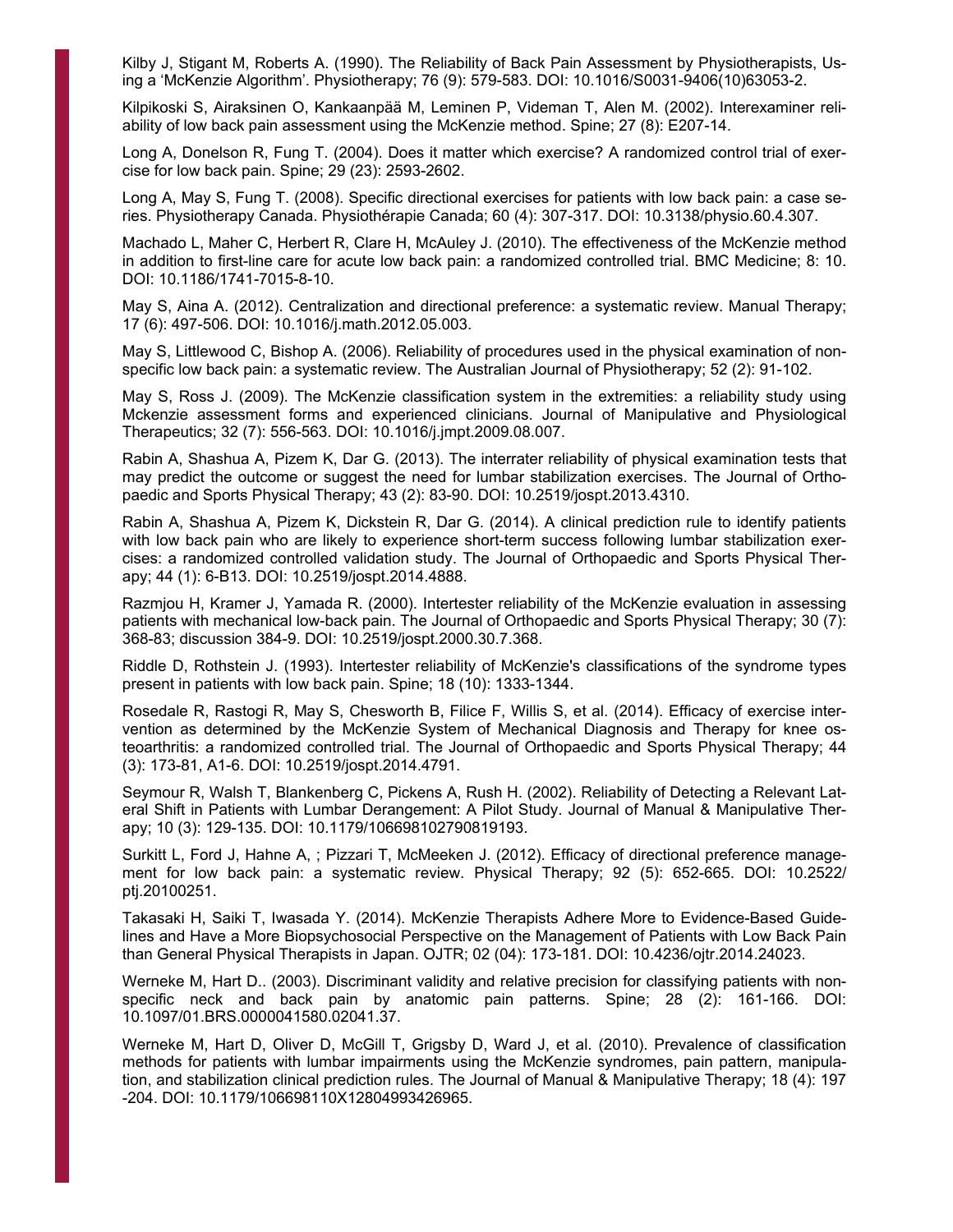Kilby J, Stigant M, Roberts A. (1990). The Reliability of Back Pain Assessment by Physiotherapists, Using a 'McKenzie Algorithm'. Physiotherapy; 76 (9): 579-583. DOI: 10.1016/S0031-9406(10)63053-2.

Kilpikoski S, Airaksinen O, Kankaanpää M, Leminen P, Videman T, Alen M. (2002). Interexaminer reliability of low back pain assessment using the McKenzie method. Spine; 27 (8): E207-14.

Long A, Donelson R, Fung T. (2004). Does it matter which exercise? A randomized control trial of exercise for low back pain. Spine; 29 (23): 2593-2602.

Long A, May S, Fung T. (2008). Specific directional exercises for patients with low back pain: a case series. Physiotherapy Canada. Physiothérapie Canada; 60 (4): 307-317. DOI: 10.3138/physio.60.4.307.

Machado L, Maher C, Herbert R, Clare H, McAuley J. (2010). The effectiveness of the McKenzie method in addition to first-line care for acute low back pain: a randomized controlled trial. BMC Medicine; 8: 10. DOI: 10.1186/1741-7015-8-10.

May S, Aina A. (2012). Centralization and directional preference: a systematic review. Manual Therapy; 17 (6): 497-506. DOI: 10.1016/j.math.2012.05.003.

May S, Littlewood C, Bishop A. (2006). Reliability of procedures used in the physical examination of non-specific low back pain: a systematic review. The Australian Journal of Physiotherapy; 52 (2): 91-102.

May S, Ross J. (2009). The McKenzie classification system in the extremities: a reliability study using Mckenzie assessment forms and experienced clinicians. Journal of Manipulative and Physiological Therapeutics; 32 (7): 556-563. DOI: 10.1016/j.jmpt.2009.08.007.

Rabin A, Shashua A, Pizem K, Dar G. (2013). The interrater reliability of physical examination tests that may predict the outcome or suggest the need for lumbar stabilization exercises. The Journal of Orthopaedic and Sports Physical Therapy; 43 (2): 83-90. DOI: 10.2519/jospt.2013.4310.

Rabin A, Shashua A, Pizem K, Dickstein R, Dar G. (2014). A clinical prediction rule to identify patients with low back pain who are likely to experience short-term success following lumbar stabilization exercises: a randomized controlled validation study. The Journal of Orthopaedic and Sports Physical Therapy; 44 (1): 6-B13. DOI: 10.2519/jospt.2014.4888.

Razmjou H, Kramer J, Yamada R. (2000). Intertester reliability of the McKenzie evaluation in assessing patients with mechanical low-back pain. The Journal of Orthopaedic and Sports Physical Therapy; 30 (7): 368-83; discussion 384-9. DOI: 10.2519/jospt.2000.30.7.368.

Riddle D, Rothstein J. (1993). Intertester reliability of McKenzie's classifications of the syndrome types present in patients with low back pain. Spine; 18 (10): 1333-1344.

Rosedale R, Rastogi R, May S, Chesworth B, Filice F, Willis S, et al. (2014). Efficacy of exercise intervention as determined by the McKenzie System of Mechanical Diagnosis and Therapy for knee osteoarthritis: a randomized controlled trial. The Journal of Orthopaedic and Sports Physical Therapy; 44 (3): 173-81, A1-6. DOI: 10.2519/jospt.2014.4791.

Seymour R, Walsh T, Blankenberg C, Pickens A, Rush H. (2002). Reliability of Detecting a Relevant Lateral Shift in Patients with Lumbar Derangement: A Pilot Study. Journal of Manual & Manipulative Therapy; 10 (3): 129-135. DOI: 10.1179/106698102790819193.

Surkitt L, Ford J, Hahne A, ; Pizzari T, McMeeken J. (2012). Efficacy of directional preference management for low back pain: a systematic review. Physical Therapy; 92 (5): 652-665. DOI: 10.2522/ptj.20100251.

Takasaki H, Saiki T, Iwasada Y. (2014). McKenzie Therapists Adhere More to Evidence-Based Guidelines and Have a More Biopsychosocial Perspective on the Management of Patients with Low Back Pain than General Physical Therapists in Japan. OJTR; 02 (04): 173-181. DOI: 10.4236/ojtr.2014.24023.

Werneke M, Hart D.. (2003). Discriminant validity and relative precision for classifying patients with non-specific neck and back pain by anatomic pain patterns. Spine; 28 (2): 161-166. DOI: 10.1097/01.BRS.0000041580.02041.37.

Werneke M, Hart D, Oliver D, McGill T, Grigsby D, Ward J, et al. (2010). Prevalence of classification methods for patients with lumbar impairments using the McKenzie syndromes, pain pattern, manipulation, and stabilization clinical prediction rules. The Journal of Manual & Manipulative Therapy; 18 (4): 197-204. DOI: 10.1179/106698110X12804993426965.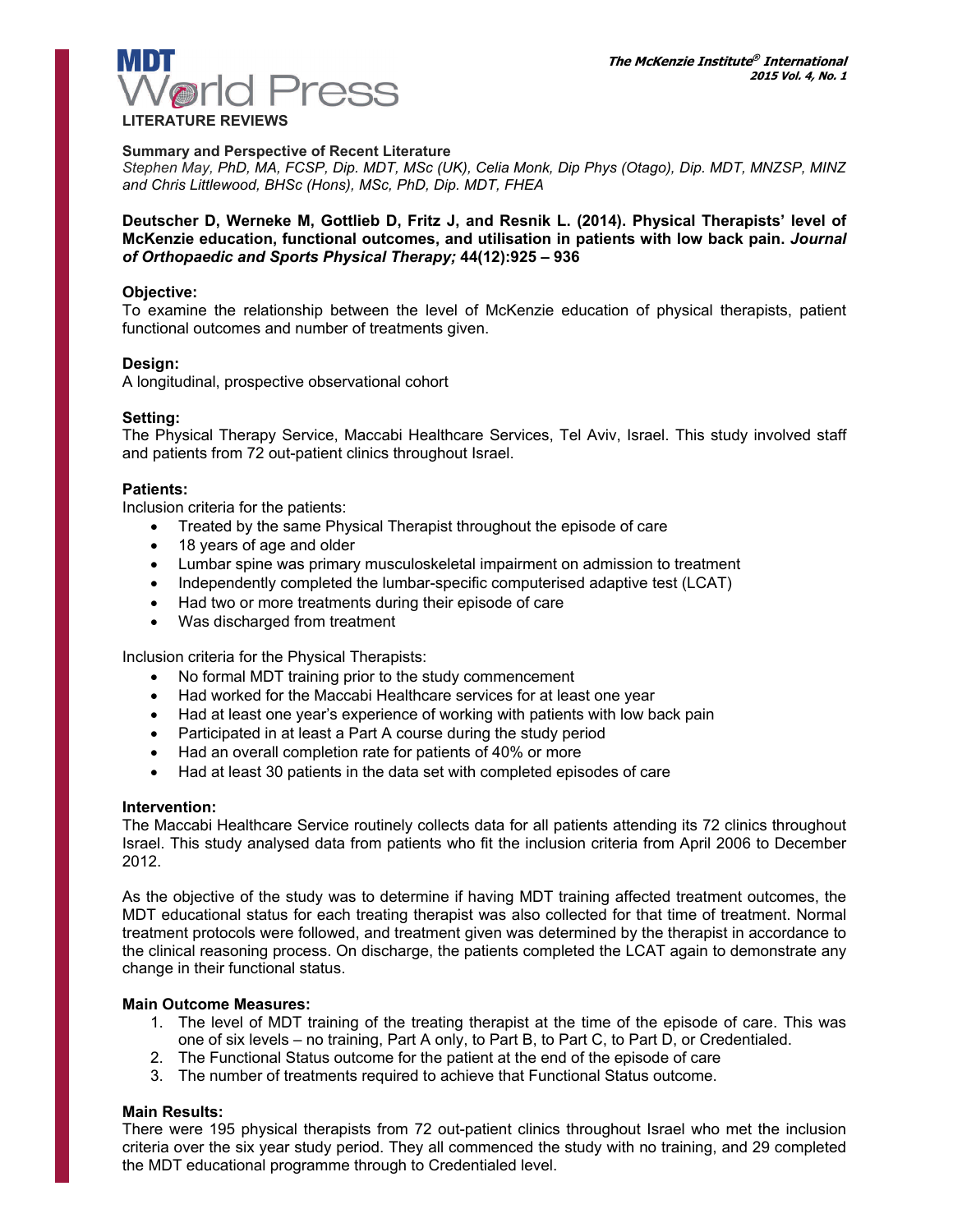## LITERATURE REVIEWS

**Summary and Perspective of Recent Literature**

*Stephen May, PhD, MA, FCSP, Dip. MDT, MSc (UK), Celia Monk, Dip Phys (Otago), Dip. MDT, MNZSP, MINZ and Chris Littlewood, BHSc (Hons), MSc, PhD, Dip. MDT, FHEA*

**Deutscher D, Werneke M, Gottlieb D, Fritz J, and Resnik L. (2014). Physical Therapists' level of McKenzie education, functional outcomes, and utilisation in patients with low back pain. *Journal of Orthopaedic and Sports Physical Therapy;* 44(12):925 – 936**

### Objective:

To examine the relationship between the level of McKenzie education of physical therapists, patient functional outcomes and number of treatments given.

### Design:

A longitudinal, prospective observational cohort

### Setting:

The Physical Therapy Service, Maccabi Healthcare Services, Tel Aviv, Israel. This study involved staff and patients from 72 out-patient clinics throughout Israel.

### Patients:

Inclusion criteria for the patients:

- Treated by the same Physical Therapist throughout the episode of care
- 18 years of age and older
- Lumbar spine was primary musculoskeletal impairment on admission to treatment
- Independently completed the lumbar-specific computerised adaptive test (LCAT)
- Had two or more treatments during their episode of care
- Was discharged from treatment

Inclusion criteria for the Physical Therapists:

- No formal MDT training prior to the study commencement
- Had worked for the Maccabi Healthcare services for at least one year
- Had at least one year's experience of working with patients with low back pain
- Participated in at least a Part A course during the study period
- Had an overall completion rate for patients of 40% or more
- Had at least 30 patients in the data set with completed episodes of care

### Intervention:

The Maccabi Healthcare Service routinely collects data for all patients attending its 72 clinics throughout Israel. This study analysed data from patients who fit the inclusion criteria from April 2006 to December 2012.

As the objective of the study was to determine if having MDT training affected treatment outcomes, the MDT educational status for each treating therapist was also collected for that time of treatment. Normal treatment protocols were followed, and treatment given was determined by the therapist in accordance to the clinical reasoning process. On discharge, the patients completed the LCAT again to demonstrate any change in their functional status.

### Main Outcome Measures:

1. The level of MDT training of the treating therapist at the time of the episode of care. This was one of six levels – no training, Part A only, to Part B, to Part C, to Part D, or Credentialed.
2. The Functional Status outcome for the patient at the end of the episode of care
3. The number of treatments required to achieve that Functional Status outcome.

### Main Results:

There were 195 physical therapists from 72 out-patient clinics throughout Israel who met the inclusion criteria over the six year study period. They all commenced the study with no training, and 29 completed the MDT educational programme through to Credentialed level.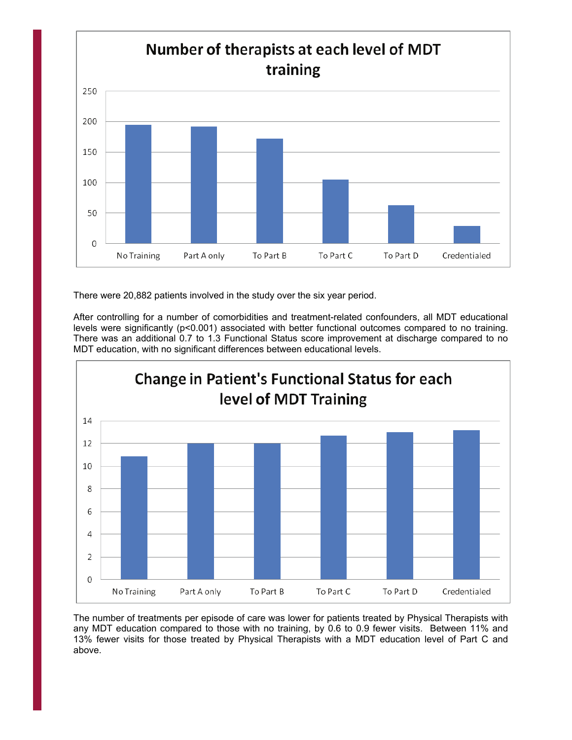**Number of therapists at each level of MDT training**

There were 20,882 patients involved in the study over the six year period.

After controlling for a number of comorbidities and treatment-related confounders, all MDT educational levels were significantly ($p<0.001$) associated with better functional outcomes compared to no training. There was an additional 0.7 to 1.3 Functional Status score improvement at discharge compared to no MDT education, with no significant differences between educational levels.

**Change in Patient's Functional Status for each level of MDT Training**

The number of treatments per episode of care was lower for patients treated by Physical Therapists with any MDT education compared to those with no training, by 0.6 to 0.9 fewer visits. Between 11% and 13% fewer visits for those treated by Physical Therapists with a MDT education level of Part C and above.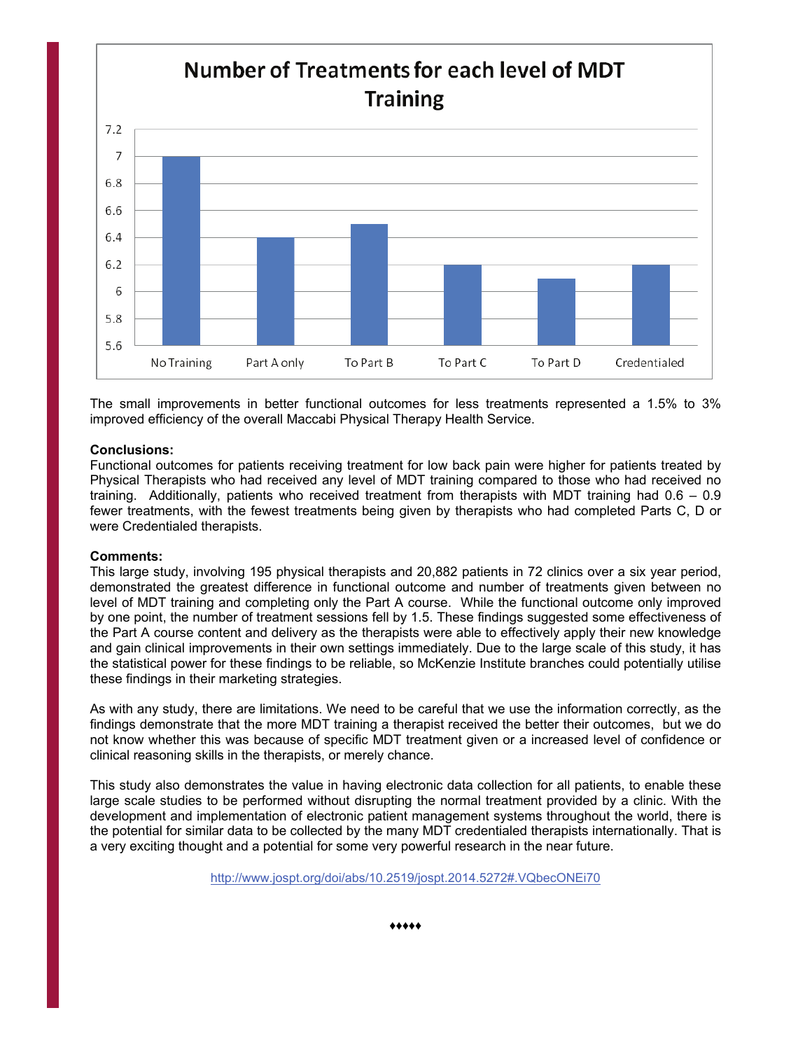**Number of Treatments for each level of MDT Training**

| No Training | Part A only | To Part B | To Part C | To Part D | Credentialed |
|---|---|---|---|---|---|
| 7 | 6.4 | 6.5 | 6.2 | 6.1 | 6.2 |

The small improvements in better functional outcomes for less treatments represented a 1.5% to 3% improved efficiency of the overall Maccabi Physical Therapy Health Service.

**Conclusions:**
Functional outcomes for patients receiving treatment for low back pain were higher for patients treated by Physical Therapists who had received any level of MDT training compared to those who had received no training. Additionally, patients who received treatment from therapists with MDT training had 0.6 – 0.9 fewer treatments, with the fewest treatments being given by therapists who had completed Parts C, D or were Credentialed therapists.

**Comments:**
This large study, involving 195 physical therapists and 20,882 patients in 72 clinics over a six year period, demonstrated the greatest difference in functional outcome and number of treatments given between no level of MDT training and completing only the Part A course. While the functional outcome only improved by one point, the number of treatment sessions fell by 1.5. These findings suggested some effectiveness of the Part A course content and delivery as the therapists were able to effectively apply their new knowledge and gain clinical improvements in their own settings immediately. Due to the large scale of this study, it has the statistical power for these findings to be reliable, so McKenzie Institute branches could potentially utilise these findings in their marketing strategies.

As with any study, there are limitations. We need to be careful that we use the information correctly, as the findings demonstrate that the more MDT training a therapist received the better their outcomes, but we do not know whether this was because of specific MDT treatment given or a increased level of confidence or clinical reasoning skills in the therapists, or merely chance.

This study also demonstrates the value in having electronic data collection for all patients, to enable these large scale studies to be performed without disrupting the normal treatment provided by a clinic. With the development and implementation of electronic patient management systems throughout the world, there is the potential for similar data to be collected by the many MDT credentialed therapists internationally. That is a very exciting thought and a potential for some very powerful research in the near future.

http://www.jospt.org/doi/abs/10.2519/jospt.2014.5272#.VQbecONEi70

♦♦♦♦♦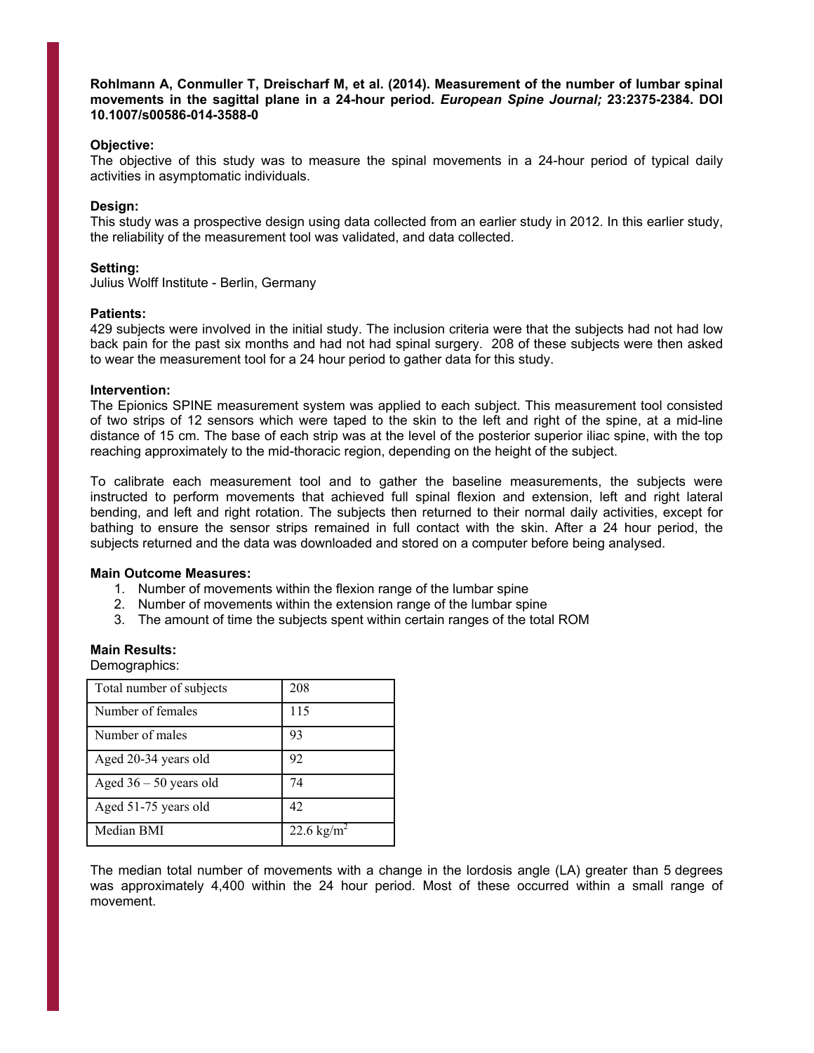**Rohlmann A, Conmuller T, Dreischarf M, et al. (2014). Measurement of the number of lumbar spinal movements in the sagittal plane in a 24-hour period. *European Spine Journal;* 23:2375-2384. DOI 10.1007/s00586-014-3588-0**

**Objective:**

The objective of this study was to measure the spinal movements in a 24-hour period of typical daily activities in asymptomatic individuals.

**Design:**

This study was a prospective design using data collected from an earlier study in 2012. In this earlier study, the reliability of the measurement tool was validated, and data collected.

**Setting:**

Julius Wolff Institute - Berlin, Germany

**Patients:**

429 subjects were involved in the initial study. The inclusion criteria were that the subjects had not had low back pain for the past six months and had not had spinal surgery. 208 of these subjects were then asked to wear the measurement tool for a 24 hour period to gather data for this study.

**Intervention:**

The Epionics SPINE measurement system was applied to each subject. This measurement tool consisted of two strips of 12 sensors which were taped to the skin to the left and right of the spine, at a mid-line distance of 15 cm. The base of each strip was at the level of the posterior superior iliac spine, with the top reaching approximately to the mid-thoracic region, depending on the height of the subject.

To calibrate each measurement tool and to gather the baseline measurements, the subjects were instructed to perform movements that achieved full spinal flexion and extension, left and right lateral bending, and left and right rotation. The subjects then returned to their normal daily activities, except for bathing to ensure the sensor strips remained in full contact with the skin. After a 24 hour period, the subjects returned and the data was downloaded and stored on a computer before being analysed.

**Main Outcome Measures:**

1. Number of movements within the flexion range of the lumbar spine
2. Number of movements within the extension range of the lumbar spine
3. The amount of time the subjects spent within certain ranges of the total ROM

**Main Results:**

Demographics:

| | |
|---|---|
| Total number of subjects | 208 |
| Number of females | 115 |
| Number of males | 93 |
| Aged 20-34 years old | 92 |
| Aged 36 – 50 years old | 74 |
| Aged 51-75 years old | 42 |
| Median BMI | 22.6 $kg/m^2$ |

The median total number of movements with a change in the lordosis angle (LA) greater than 5 degrees was approximately 4,400 within the 24 hour period. Most of these occurred within a small range of movement.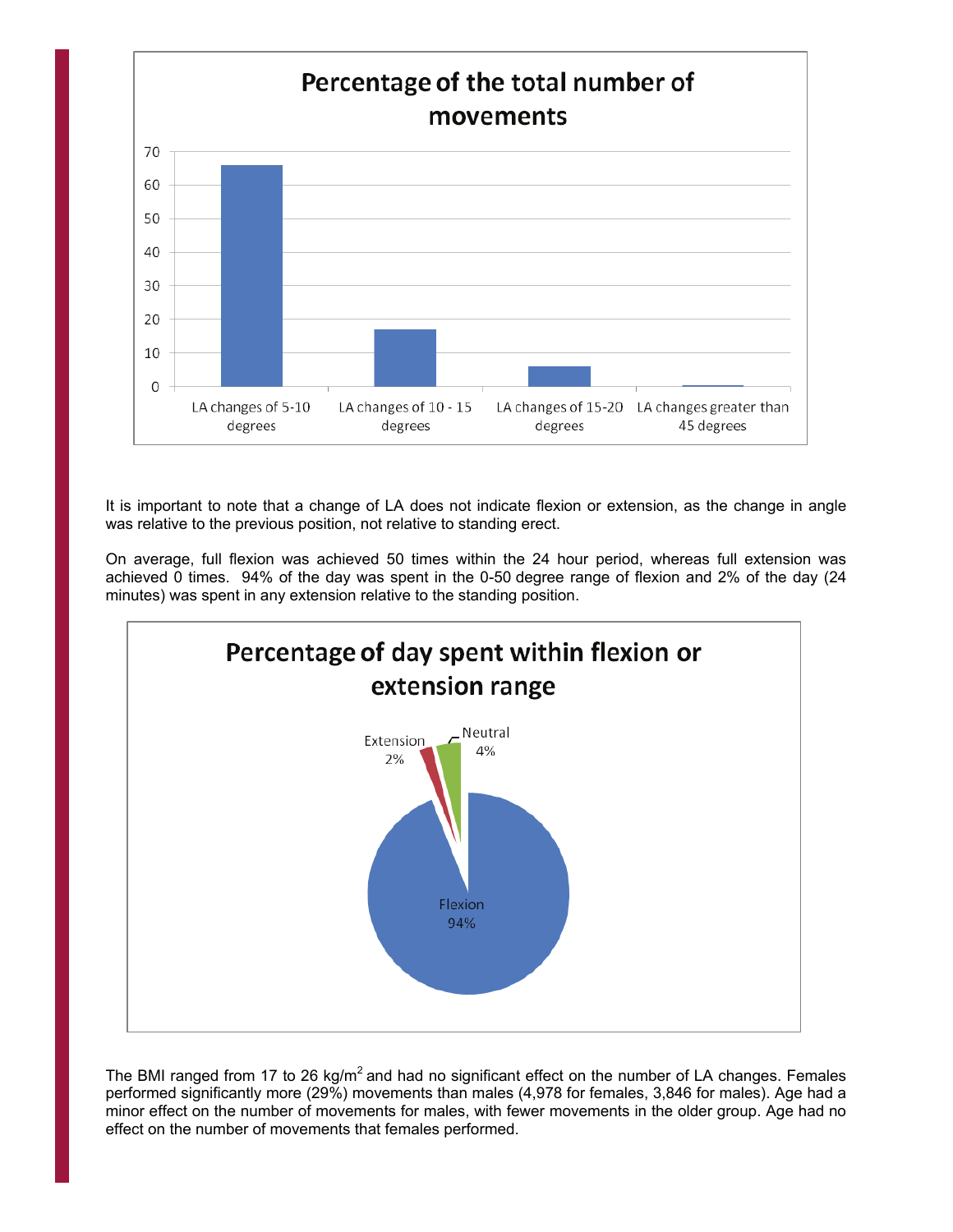**Percentage of the total number of movements**

| Category | Percentage |
| --- | --- |
| LA changes of 5-10 degrees | ~66 |
| LA changes of 10 - 15 degrees | ~17 |
| LA changes of 15-20 degrees | ~6 |
| LA changes greater than 45 degrees | ~0.3 |

It is important to note that a change of LA does not indicate flexion or extension, as the change in angle was relative to the previous position, not relative to standing erect.

On average, full flexion was achieved 50 times within the 24 hour period, whereas full extension was achieved 0 times. 94% of the day was spent in the 0-50 degree range of flexion and 2% of the day (24 minutes) was spent in any extension relative to the standing position.

**Percentage of day spent within flexion or extension range**

| Range | Percentage |
| --- | --- |
| Flexion | 94% |
| Extension | 2% |
| Neutral | 4% |

The BMI ranged from 17 to 26 kg/m$^2$ and had no significant effect on the number of LA changes. Females performed significantly more (29%) movements than males (4,978 for females, 3,846 for males). Age had a minor effect on the number of movements for males, with fewer movements in the older group. Age had no effect on the number of movements that females performed.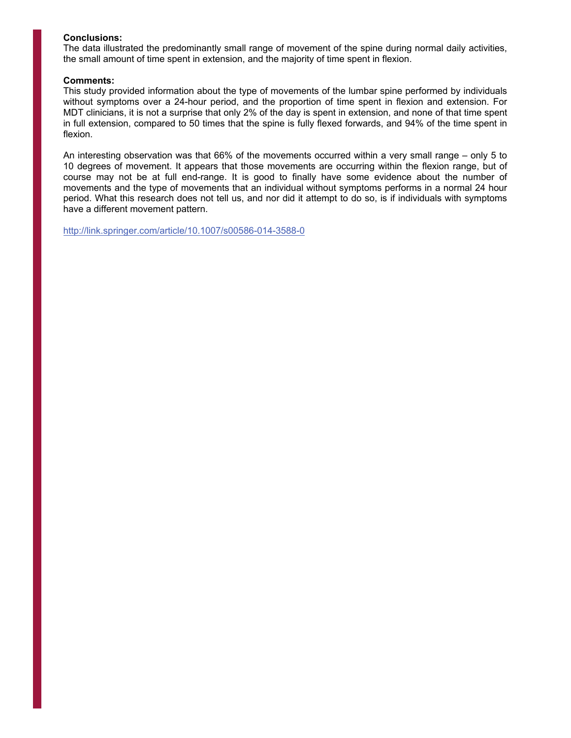**Conclusions:**

The data illustrated the predominantly small range of movement of the spine during normal daily activities, the small amount of time spent in extension, and the majority of time spent in flexion.

**Comments:**

This study provided information about the type of movements of the lumbar spine performed by individuals without symptoms over a 24-hour period, and the proportion of time spent in flexion and extension. For MDT clinicians, it is not a surprise that only 2% of the day is spent in extension, and none of that time spent in full extension, compared to 50 times that the spine is fully flexed forwards, and 94% of the time spent in flexion.

An interesting observation was that 66% of the movements occurred within a very small range – only 5 to 10 degrees of movement. It appears that those movements are occurring within the flexion range, but of course may not be at full end-range. It is good to finally have some evidence about the number of movements and the type of movements that an individual without symptoms performs in a normal 24 hour period. What this research does not tell us, and nor did it attempt to do so, is if individuals with symptoms have a different movement pattern.

http://link.springer.com/article/10.1007/s00586-014-3588-0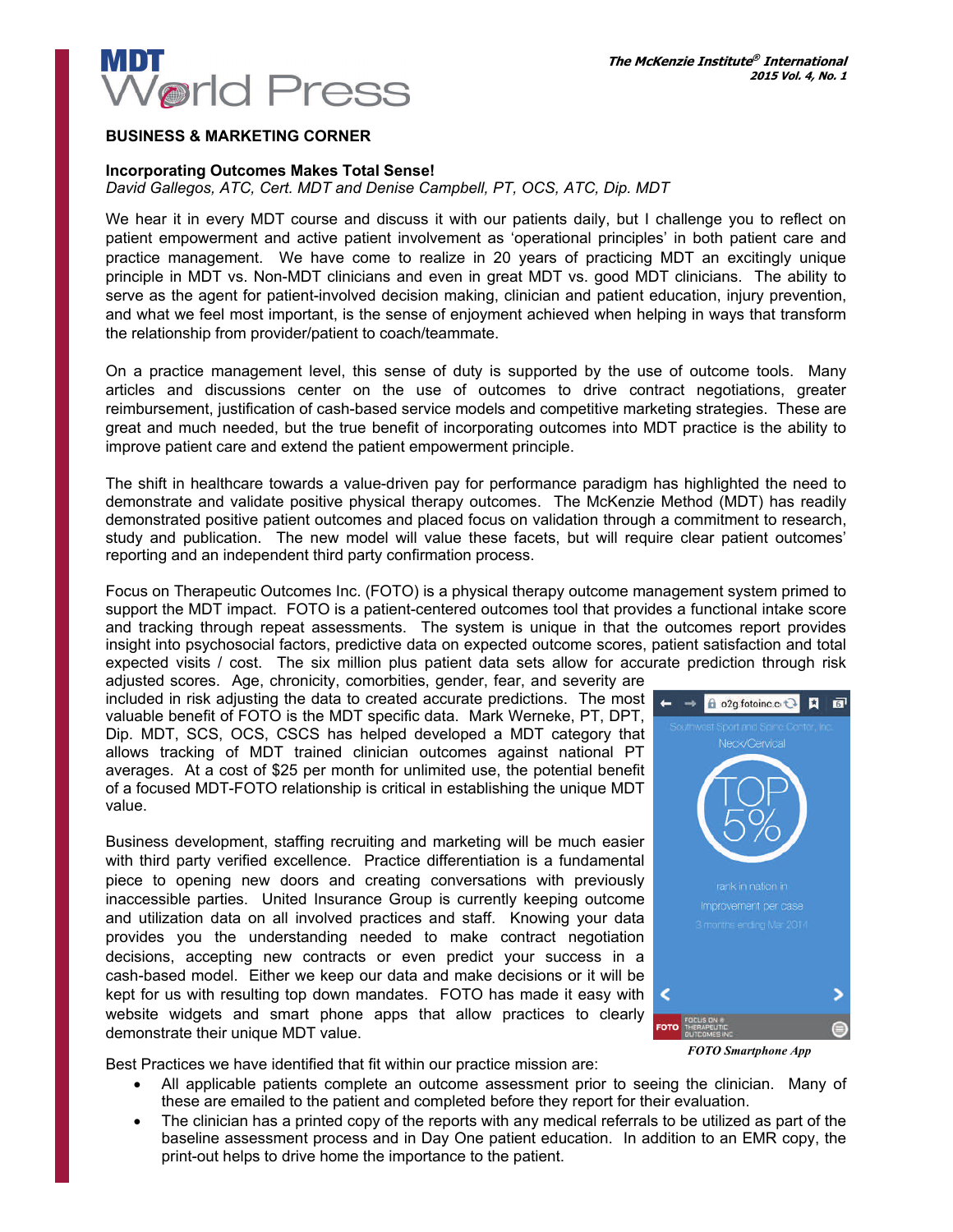**BUSINESS & MARKETING CORNER**

**Incorporating Outcomes Makes Total Sense!**

*David Gallegos, ATC, Cert. MDT and Denise Campbell, PT, OCS, ATC, Dip. MDT*

We hear it in every MDT course and discuss it with our patients daily, but I challenge you to reflect on patient empowerment and active patient involvement as 'operational principles' in both patient care and practice management. We have come to realize in 20 years of practicing MDT an excitingly unique principle in MDT vs. Non-MDT clinicians and even in great MDT vs. good MDT clinicians. The ability to serve as the agent for patient-involved decision making, clinician and patient education, injury prevention, and what we feel most important, is the sense of enjoyment achieved when helping in ways that transform the relationship from provider/patient to coach/teammate.

On a practice management level, this sense of duty is supported by the use of outcome tools. Many articles and discussions center on the use of outcomes to drive contract negotiations, greater reimbursement, justification of cash-based service models and competitive marketing strategies. These are great and much needed, but the true benefit of incorporating outcomes into MDT practice is the ability to improve patient care and extend the patient empowerment principle.

The shift in healthcare towards a value-driven pay for performance paradigm has highlighted the need to demonstrate and validate positive physical therapy outcomes. The McKenzie Method (MDT) has readily demonstrated positive patient outcomes and placed focus on validation through a commitment to research, study and publication. The new model will value these facets, but will require clear patient outcomes' reporting and an independent third party confirmation process.

Focus on Therapeutic Outcomes Inc. (FOTO) is a physical therapy outcome management system primed to support the MDT impact. FOTO is a patient-centered outcomes tool that provides a functional intake score and tracking through repeat assessments. The system is unique in that the outcomes report provides insight into psychosocial factors, predictive data on expected outcome scores, patient satisfaction and total expected visits / cost. The six million plus patient data sets allow for accurate prediction through risk adjusted scores. Age, chronicity, comorbities, gender, fear, and severity are included in risk adjusting the data to created accurate predictions. The most valuable benefit of FOTO is the MDT specific data. Mark Werneke, PT, DPT, Dip. MDT, SCS, OCS, CSCS has helped developed a MDT category that allows tracking of MDT trained clinician outcomes against national PT averages. At a cost of $25 per month for unlimited use, the potential benefit of a focused MDT-FOTO relationship is critical in establishing the unique MDT value.

Business development, staffing recruiting and marketing will be much easier with third party verified excellence. Practice differentiation is a fundamental piece to opening new doors and creating conversations with previously inaccessible parties. United Insurance Group is currently keeping outcome and utilization data on all involved practices and staff. Knowing your data provides you the understanding needed to make contract negotiation decisions, accepting new contracts or even predict your success in a cash-based model. Either we keep our data and make decisions or it will be kept for us with resulting top down mandates. FOTO has made it easy with website widgets and smart phone apps that allow practices to clearly demonstrate their unique MDT value.

*FOTO Smartphone App*

Best Practices we have identified that fit within our practice mission are:

- All applicable patients complete an outcome assessment prior to seeing the clinician. Many of these are emailed to the patient and completed before they report for their evaluation.
- The clinician has a printed copy of the reports with any medical referrals to be utilized as part of the baseline assessment process and in Day One patient education. In addition to an EMR copy, the print-out helps to drive home the importance to the patient.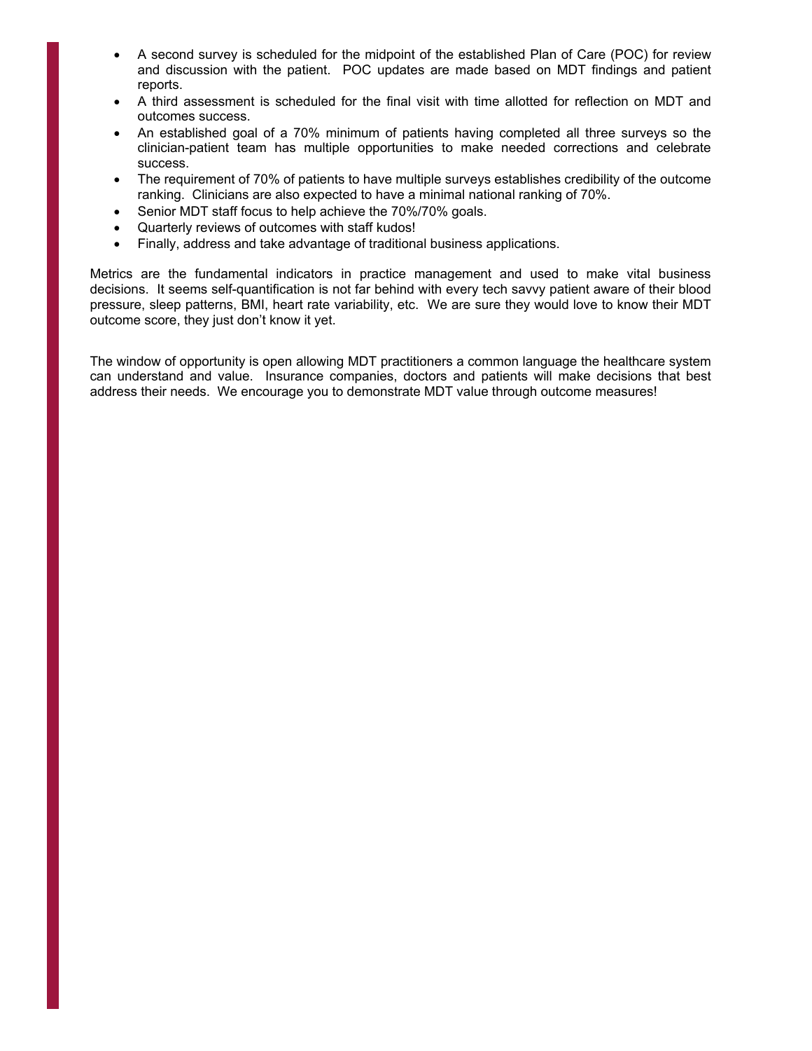- A second survey is scheduled for the midpoint of the established Plan of Care (POC) for review and discussion with the patient. POC updates are made based on MDT findings and patient reports.
- A third assessment is scheduled for the final visit with time allotted for reflection on MDT and outcomes success.
- An established goal of a 70% minimum of patients having completed all three surveys so the clinician-patient team has multiple opportunities to make needed corrections and celebrate success.
- The requirement of 70% of patients to have multiple surveys establishes credibility of the outcome ranking. Clinicians are also expected to have a minimal national ranking of 70%.
- Senior MDT staff focus to help achieve the 70%/70% goals.
- Quarterly reviews of outcomes with staff kudos!
- Finally, address and take advantage of traditional business applications.

Metrics are the fundamental indicators in practice management and used to make vital business decisions. It seems self-quantification is not far behind with every tech savvy patient aware of their blood pressure, sleep patterns, BMI, heart rate variability, etc. We are sure they would love to know their MDT outcome score, they just don't know it yet.

The window of opportunity is open allowing MDT practitioners a common language the healthcare system can understand and value. Insurance companies, doctors and patients will make decisions that best address their needs. We encourage you to demonstrate MDT value through outcome measures!